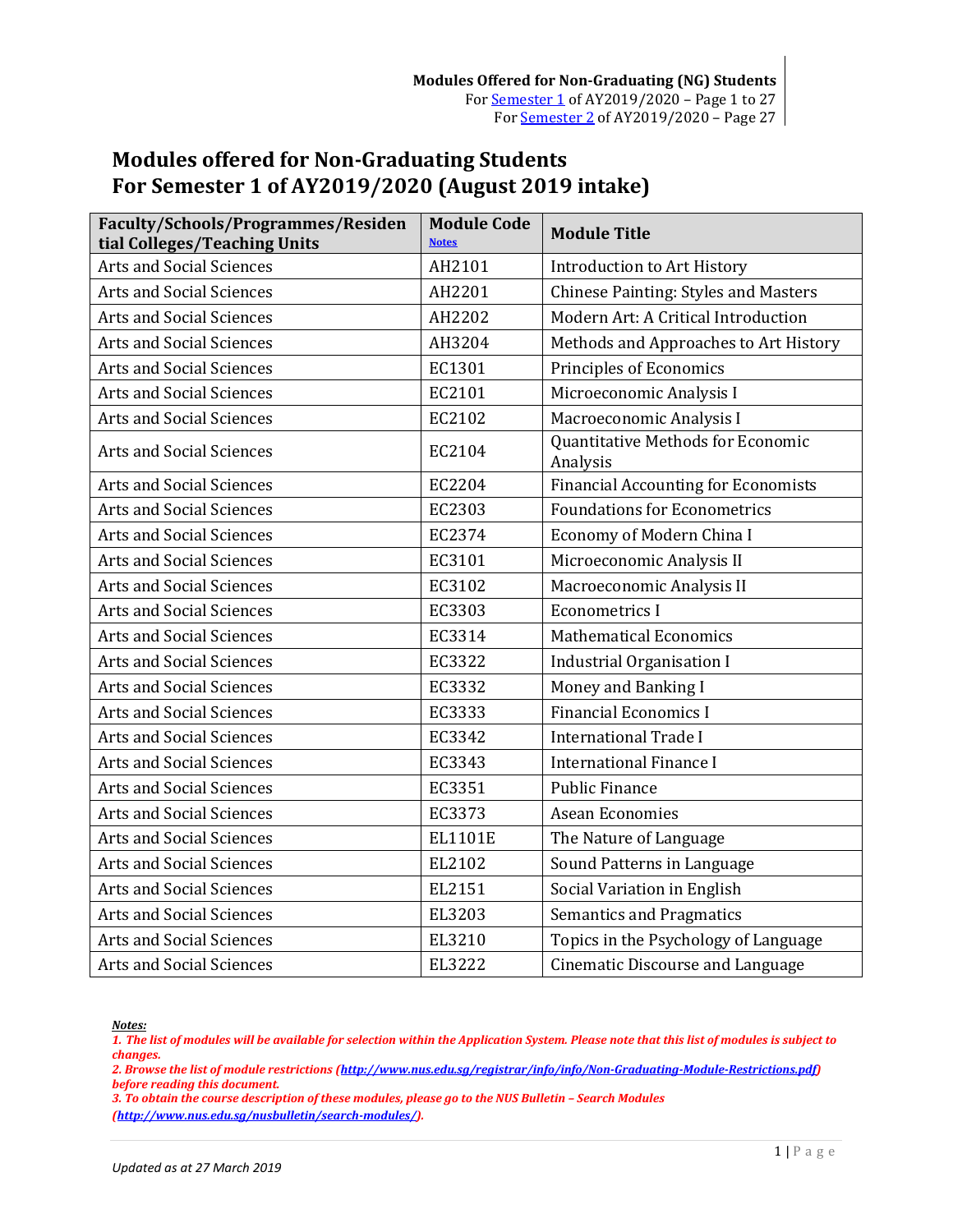**Modules Offered for Non-Graduating (NG) Students**
For [Semester 1](#) of AY2019/2020 – Page 1 to 27
For [Semester 2](#) of AY2019/2020 – Page 27

# Modules offered for Non-Graduating Students
# For Semester 1 of AY2019/2020 (August 2019 intake)

| Faculty/Schools/Programmes/Residential Colleges/Teaching Units | Module Code [Notes](#) | Module Title |
|---|---|---|
| Arts and Social Sciences | AH2101 | Introduction to Art History |
| Arts and Social Sciences | AH2201 | Chinese Painting: Styles and Masters |
| Arts and Social Sciences | AH2202 | Modern Art: A Critical Introduction |
| Arts and Social Sciences | AH3204 | Methods and Approaches to Art History |
| Arts and Social Sciences | EC1301 | Principles of Economics |
| Arts and Social Sciences | EC2101 | Microeconomic Analysis I |
| Arts and Social Sciences | EC2102 | Macroeconomic Analysis I |
| Arts and Social Sciences | EC2104 | Quantitative Methods for Economic Analysis |
| Arts and Social Sciences | EC2204 | Financial Accounting for Economists |
| Arts and Social Sciences | EC2303 | Foundations for Econometrics |
| Arts and Social Sciences | EC2374 | Economy of Modern China I |
| Arts and Social Sciences | EC3101 | Microeconomic Analysis II |
| Arts and Social Sciences | EC3102 | Macroeconomic Analysis II |
| Arts and Social Sciences | EC3303 | Econometrics I |
| Arts and Social Sciences | EC3314 | Mathematical Economics |
| Arts and Social Sciences | EC3322 | Industrial Organisation I |
| Arts and Social Sciences | EC3332 | Money and Banking I |
| Arts and Social Sciences | EC3333 | Financial Economics I |
| Arts and Social Sciences | EC3342 | International Trade I |
| Arts and Social Sciences | EC3343 | International Finance I |
| Arts and Social Sciences | EC3351 | Public Finance |
| Arts and Social Sciences | EC3373 | Asean Economies |
| Arts and Social Sciences | EL1101E | The Nature of Language |
| Arts and Social Sciences | EL2102 | Sound Patterns in Language |
| Arts and Social Sciences | EL2151 | Social Variation in English |
| Arts and Social Sciences | EL3203 | Semantics and Pragmatics |
| Arts and Social Sciences | EL3210 | Topics in the Psychology of Language |
| Arts and Social Sciences | EL3222 | Cinematic Discourse and Language |

***Notes:***

*1. The list of modules will be available for selection within the Application System. Please note that this list of modules is subject to changes.*

*2. Browse the list of module restrictions (http://www.nus.edu.sg/registrar/info/info/Non-Graduating-Module-Restrictions.pdf) before reading this document.*

*3. To obtain the course description of these modules, please go to the NUS Bulletin – Search Modules (http://www.nus.edu.sg/nusbulletin/search-modules/).*

*Updated as at 27 March 2019*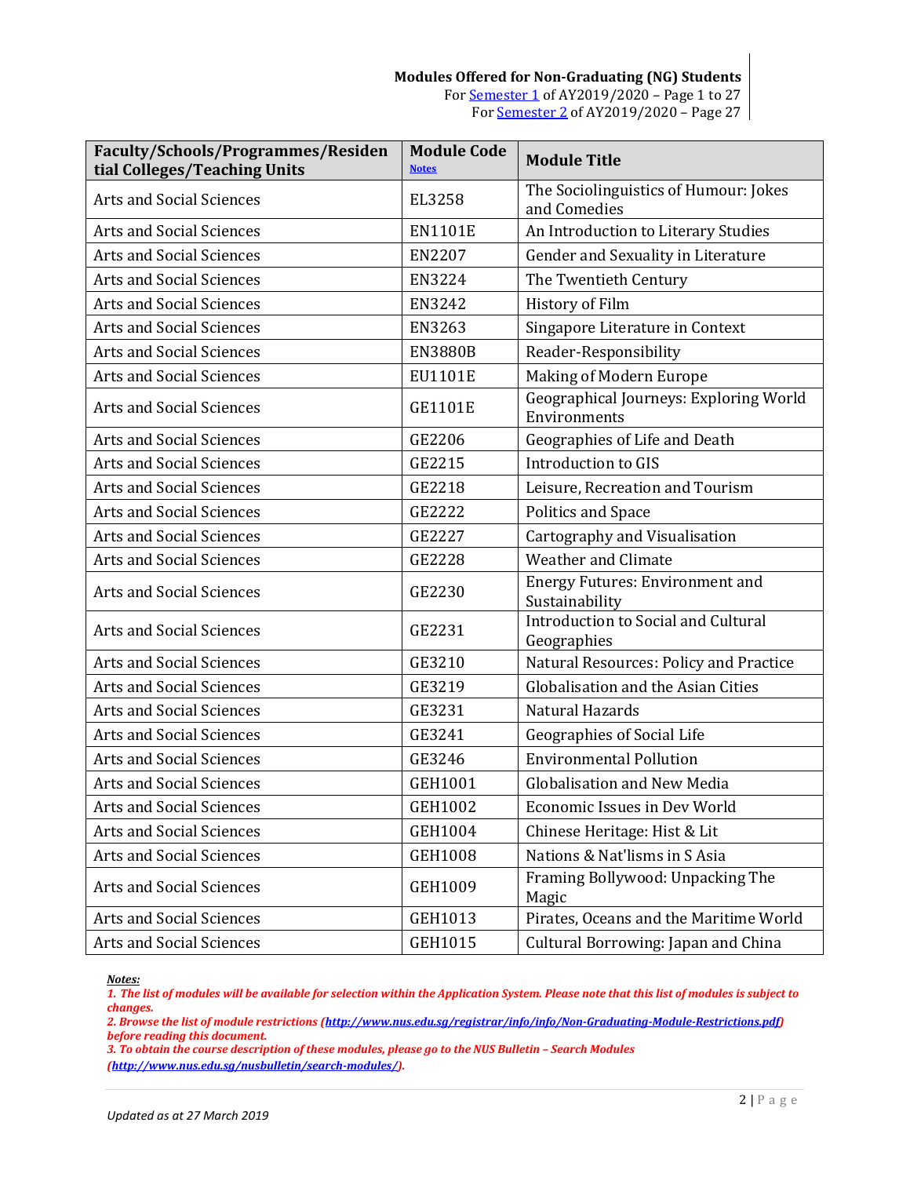**Modules Offered for Non-Graduating (NG) Students**
For Semester 1 of AY2019/2020 – Page 1 to 27
For Semester 2 of AY2019/2020 – Page 27

| Faculty/Schools/Programmes/Residential Colleges/Teaching Units | Module Code Notes | Module Title |
|---|---|---|
| Arts and Social Sciences | EL3258 | The Sociolinguistics of Humour: Jokes and Comedies |
| Arts and Social Sciences | EN1101E | An Introduction to Literary Studies |
| Arts and Social Sciences | EN2207 | Gender and Sexuality in Literature |
| Arts and Social Sciences | EN3224 | The Twentieth Century |
| Arts and Social Sciences | EN3242 | History of Film |
| Arts and Social Sciences | EN3263 | Singapore Literature in Context |
| Arts and Social Sciences | EN3880B | Reader-Responsibility |
| Arts and Social Sciences | EU1101E | Making of Modern Europe |
| Arts and Social Sciences | GE1101E | Geographical Journeys: Exploring World Environments |
| Arts and Social Sciences | GE2206 | Geographies of Life and Death |
| Arts and Social Sciences | GE2215 | Introduction to GIS |
| Arts and Social Sciences | GE2218 | Leisure, Recreation and Tourism |
| Arts and Social Sciences | GE2222 | Politics and Space |
| Arts and Social Sciences | GE2227 | Cartography and Visualisation |
| Arts and Social Sciences | GE2228 | Weather and Climate |
| Arts and Social Sciences | GE2230 | Energy Futures: Environment and Sustainability |
| Arts and Social Sciences | GE2231 | Introduction to Social and Cultural Geographies |
| Arts and Social Sciences | GE3210 | Natural Resources: Policy and Practice |
| Arts and Social Sciences | GE3219 | Globalisation and the Asian Cities |
| Arts and Social Sciences | GE3231 | Natural Hazards |
| Arts and Social Sciences | GE3241 | Geographies of Social Life |
| Arts and Social Sciences | GE3246 | Environmental Pollution |
| Arts and Social Sciences | GEH1001 | Globalisation and New Media |
| Arts and Social Sciences | GEH1002 | Economic Issues in Dev World |
| Arts and Social Sciences | GEH1004 | Chinese Heritage: Hist & Lit |
| Arts and Social Sciences | GEH1008 | Nations & Nat'lisms in S Asia |
| Arts and Social Sciences | GEH1009 | Framing Bollywood: Unpacking The Magic |
| Arts and Social Sciences | GEH1013 | Pirates, Oceans and the Maritime World |
| Arts and Social Sciences | GEH1015 | Cultural Borrowing: Japan and China |

***Notes:***
*1. The list of modules will be available for selection within the Application System. Please note that this list of modules is subject to changes.*
*2. Browse the list of module restrictions (http://www.nus.edu.sg/registrar/info/info/Non-Graduating-Module-Restrictions.pdf) before reading this document.*
*3. To obtain the course description of these modules, please go to the NUS Bulletin – Search Modules (http://www.nus.edu.sg/nusbulletin/search-modules/).*

*Updated as at 27 March 2019*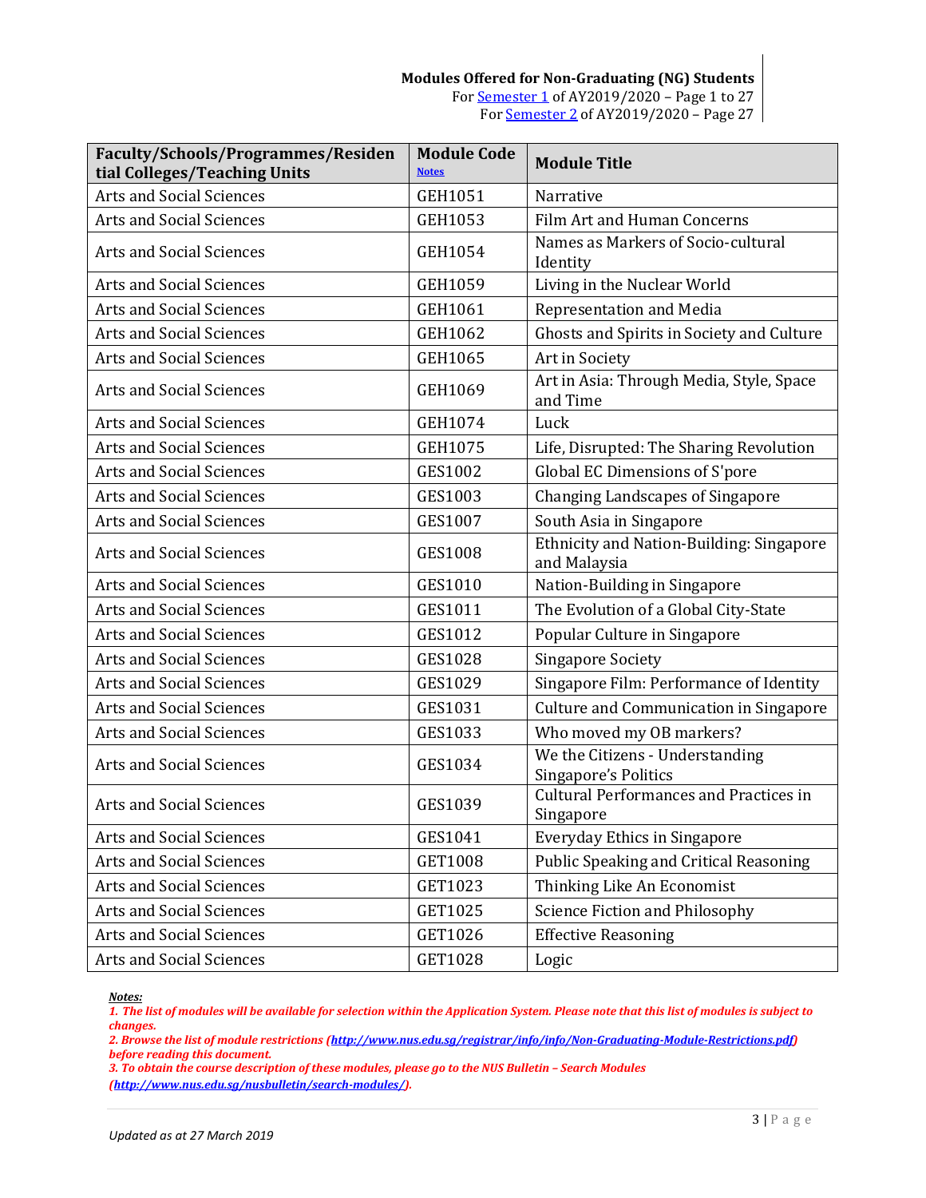**Modules Offered for Non-Graduating (NG) Students**
For [Semester 1](#) of AY2019/2020 – Page 1 to 27
For [Semester 2](#) of AY2019/2020 – Page 27

| Faculty/Schools/Programmes/Residential Colleges/Teaching Units | Module Code [Notes](#) | Module Title |
|---|---|---|
| Arts and Social Sciences | GEH1051 | Narrative |
| Arts and Social Sciences | GEH1053 | Film Art and Human Concerns |
| Arts and Social Sciences | GEH1054 | Names as Markers of Socio-cultural Identity |
| Arts and Social Sciences | GEH1059 | Living in the Nuclear World |
| Arts and Social Sciences | GEH1061 | Representation and Media |
| Arts and Social Sciences | GEH1062 | Ghosts and Spirits in Society and Culture |
| Arts and Social Sciences | GEH1065 | Art in Society |
| Arts and Social Sciences | GEH1069 | Art in Asia: Through Media, Style, Space and Time |
| Arts and Social Sciences | GEH1074 | Luck |
| Arts and Social Sciences | GEH1075 | Life, Disrupted: The Sharing Revolution |
| Arts and Social Sciences | GES1002 | Global EC Dimensions of S'pore |
| Arts and Social Sciences | GES1003 | Changing Landscapes of Singapore |
| Arts and Social Sciences | GES1007 | South Asia in Singapore |
| Arts and Social Sciences | GES1008 | Ethnicity and Nation-Building: Singapore and Malaysia |
| Arts and Social Sciences | GES1010 | Nation-Building in Singapore |
| Arts and Social Sciences | GES1011 | The Evolution of a Global City-State |
| Arts and Social Sciences | GES1012 | Popular Culture in Singapore |
| Arts and Social Sciences | GES1028 | Singapore Society |
| Arts and Social Sciences | GES1029 | Singapore Film: Performance of Identity |
| Arts and Social Sciences | GES1031 | Culture and Communication in Singapore |
| Arts and Social Sciences | GES1033 | Who moved my OB markers? |
| Arts and Social Sciences | GES1034 | We the Citizens - Understanding Singapore's Politics |
| Arts and Social Sciences | GES1039 | Cultural Performances and Practices in Singapore |
| Arts and Social Sciences | GES1041 | Everyday Ethics in Singapore |
| Arts and Social Sciences | GET1008 | Public Speaking and Critical Reasoning |
| Arts and Social Sciences | GET1023 | Thinking Like An Economist |
| Arts and Social Sciences | GET1025 | Science Fiction and Philosophy |
| Arts and Social Sciences | GET1026 | Effective Reasoning |
| Arts and Social Sciences | GET1028 | Logic |

***Notes:***
***1. The list of modules will be available for selection within the Application System. Please note that this list of modules is subject to changes.***
***2. Browse the list of module restrictions ([http://www.nus.edu.sg/registrar/info/info/Non-Graduating-Module-Restrictions.pdf](http://www.nus.edu.sg/registrar/info/info/Non-Graduating-Module-Restrictions.pdf)) before reading this document.***
***3. To obtain the course description of these modules, please go to the NUS Bulletin – Search Modules ([http://www.nus.edu.sg/nusbulletin/search-modules/](http://www.nus.edu.sg/nusbulletin/search-modules/)).***

*Updated as at 27 March 2019*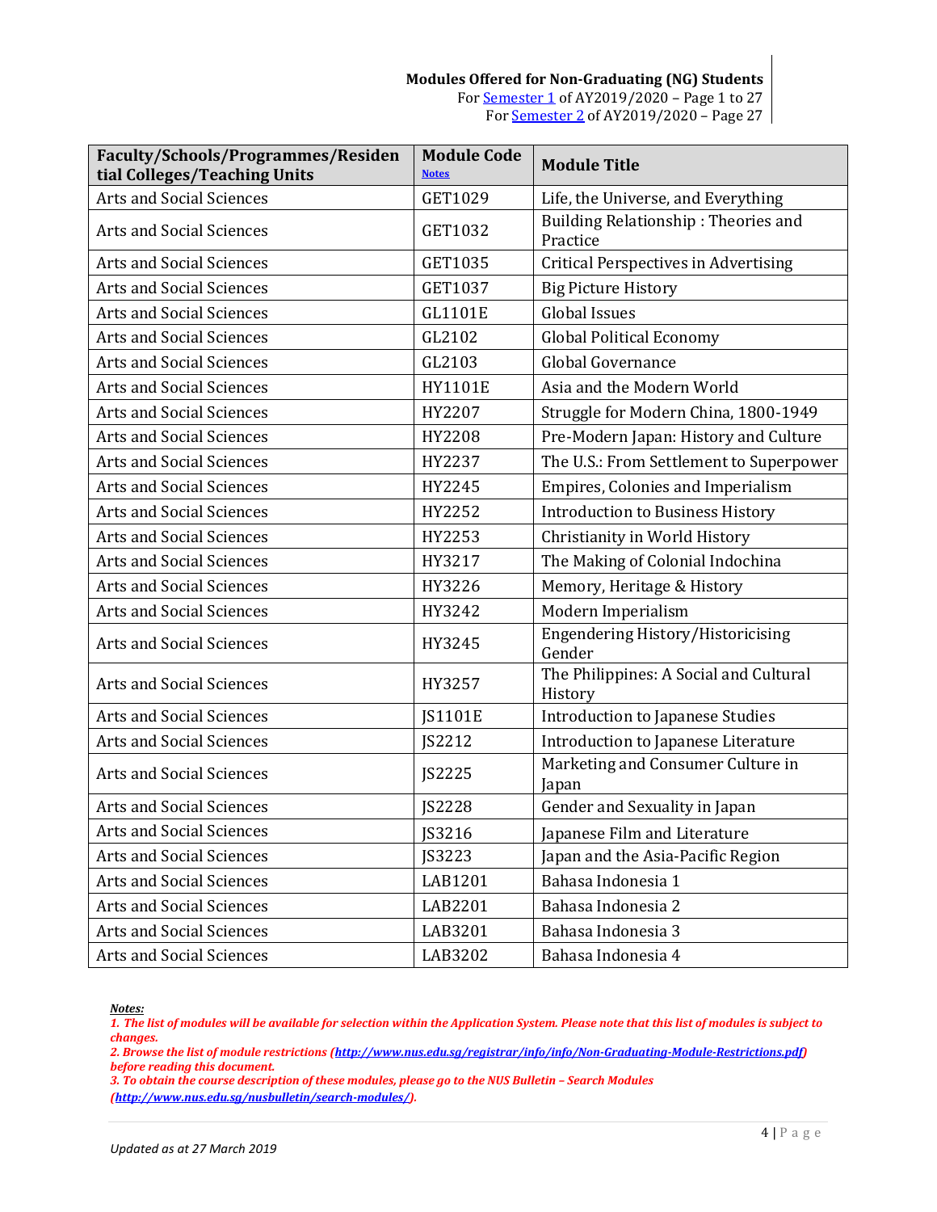**Modules Offered for Non-Graduating (NG) Students**
For Semester 1 of AY2019/2020 – Page 1 to 27
For Semester 2 of AY2019/2020 – Page 27

| Faculty/Schools/Programmes/Residential Colleges/Teaching Units | Module Code Notes | Module Title |
|---|---|---|
| Arts and Social Sciences | GET1029 | Life, the Universe, and Everything |
| Arts and Social Sciences | GET1032 | Building Relationship : Theories and Practice |
| Arts and Social Sciences | GET1035 | Critical Perspectives in Advertising |
| Arts and Social Sciences | GET1037 | Big Picture History |
| Arts and Social Sciences | GL1101E | Global Issues |
| Arts and Social Sciences | GL2102 | Global Political Economy |
| Arts and Social Sciences | GL2103 | Global Governance |
| Arts and Social Sciences | HY1101E | Asia and the Modern World |
| Arts and Social Sciences | HY2207 | Struggle for Modern China, 1800-1949 |
| Arts and Social Sciences | HY2208 | Pre-Modern Japan: History and Culture |
| Arts and Social Sciences | HY2237 | The U.S.: From Settlement to Superpower |
| Arts and Social Sciences | HY2245 | Empires, Colonies and Imperialism |
| Arts and Social Sciences | HY2252 | Introduction to Business History |
| Arts and Social Sciences | HY2253 | Christianity in World History |
| Arts and Social Sciences | HY3217 | The Making of Colonial Indochina |
| Arts and Social Sciences | HY3226 | Memory, Heritage & History |
| Arts and Social Sciences | HY3242 | Modern Imperialism |
| Arts and Social Sciences | HY3245 | Engendering History/Historicising Gender |
| Arts and Social Sciences | HY3257 | The Philippines: A Social and Cultural History |
| Arts and Social Sciences | JS1101E | Introduction to Japanese Studies |
| Arts and Social Sciences | JS2212 | Introduction to Japanese Literature |
| Arts and Social Sciences | JS2225 | Marketing and Consumer Culture in Japan |
| Arts and Social Sciences | JS2228 | Gender and Sexuality in Japan |
| Arts and Social Sciences | JS3216 | Japanese Film and Literature |
| Arts and Social Sciences | JS3223 | Japan and the Asia-Pacific Region |
| Arts and Social Sciences | LAB1201 | Bahasa Indonesia 1 |
| Arts and Social Sciences | LAB2201 | Bahasa Indonesia 2 |
| Arts and Social Sciences | LAB3201 | Bahasa Indonesia 3 |
| Arts and Social Sciences | LAB3202 | Bahasa Indonesia 4 |

***Notes:***

*1. The list of modules will be available for selection within the Application System. Please note that this list of modules is subject to changes.*
*2. Browse the list of module restrictions (http://www.nus.edu.sg/registrar/info/info/Non-Graduating-Module-Restrictions.pdf) before reading this document.*
*3. To obtain the course description of these modules, please go to the NUS Bulletin – Search Modules (http://www.nus.edu.sg/nusbulletin/search-modules/).*

*Updated as at 27 March 2019*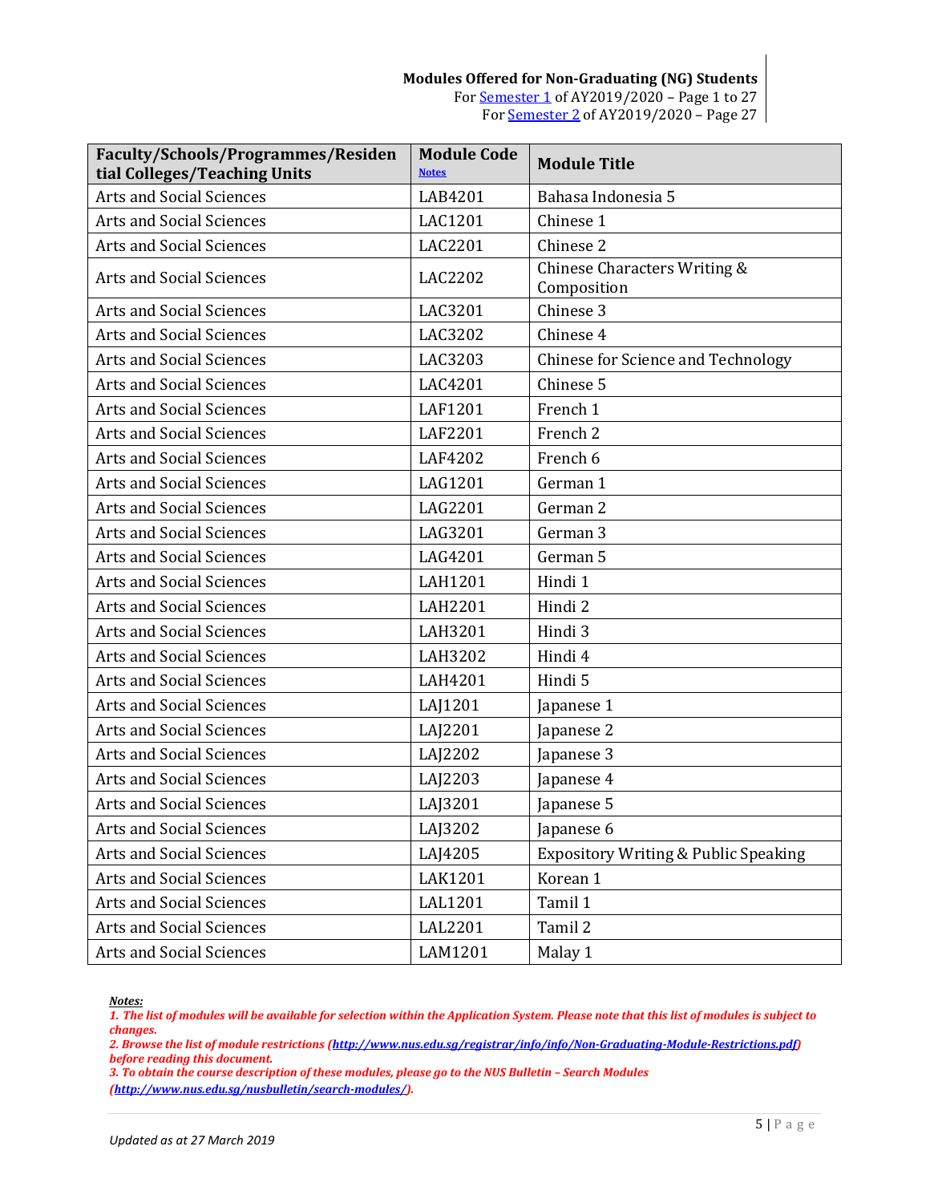**Modules Offered for Non-Graduating (NG) Students**
For [Semester 1] of AY2019/2020 – Page 1 to 27
For [Semester 2] of AY2019/2020 – Page 27

| Faculty/Schools/Programmes/Residential Colleges/Teaching Units | Module Code [Notes] | Module Title |
|---|---|---|
| Arts and Social Sciences | LAB4201 | Bahasa Indonesia 5 |
| Arts and Social Sciences | LAC1201 | Chinese 1 |
| Arts and Social Sciences | LAC2201 | Chinese 2 |
| Arts and Social Sciences | LAC2202 | Chinese Characters Writing & Composition |
| Arts and Social Sciences | LAC3201 | Chinese 3 |
| Arts and Social Sciences | LAC3202 | Chinese 4 |
| Arts and Social Sciences | LAC3203 | Chinese for Science and Technology |
| Arts and Social Sciences | LAC4201 | Chinese 5 |
| Arts and Social Sciences | LAF1201 | French 1 |
| Arts and Social Sciences | LAF2201 | French 2 |
| Arts and Social Sciences | LAF4202 | French 6 |
| Arts and Social Sciences | LAG1201 | German 1 |
| Arts and Social Sciences | LAG2201 | German 2 |
| Arts and Social Sciences | LAG3201 | German 3 |
| Arts and Social Sciences | LAG4201 | German 5 |
| Arts and Social Sciences | LAH1201 | Hindi 1 |
| Arts and Social Sciences | LAH2201 | Hindi 2 |
| Arts and Social Sciences | LAH3201 | Hindi 3 |
| Arts and Social Sciences | LAH3202 | Hindi 4 |
| Arts and Social Sciences | LAH4201 | Hindi 5 |
| Arts and Social Sciences | LAJ1201 | Japanese 1 |
| Arts and Social Sciences | LAJ2201 | Japanese 2 |
| Arts and Social Sciences | LAJ2202 | Japanese 3 |
| Arts and Social Sciences | LAJ2203 | Japanese 4 |
| Arts and Social Sciences | LAJ3201 | Japanese 5 |
| Arts and Social Sciences | LAJ3202 | Japanese 6 |
| Arts and Social Sciences | LAJ4205 | Expository Writing & Public Speaking |
| Arts and Social Sciences | LAK1201 | Korean 1 |
| Arts and Social Sciences | LAL1201 | Tamil 1 |
| Arts and Social Sciences | LAL2201 | Tamil 2 |
| Arts and Social Sciences | LAM1201 | Malay 1 |

***Notes:***
***1. The list of modules will be available for selection within the Application System. Please note that this list of modules is subject to changes.***
***2. Browse the list of module restrictions (http://www.nus.edu.sg/registrar/info/info/Non-Graduating-Module-Restrictions.pdf) before reading this document.***
***3. To obtain the course description of these modules, please go to the NUS Bulletin – Search Modules (http://www.nus.edu.sg/nusbulletin/search-modules/).***

*Updated as at 27 March 2019*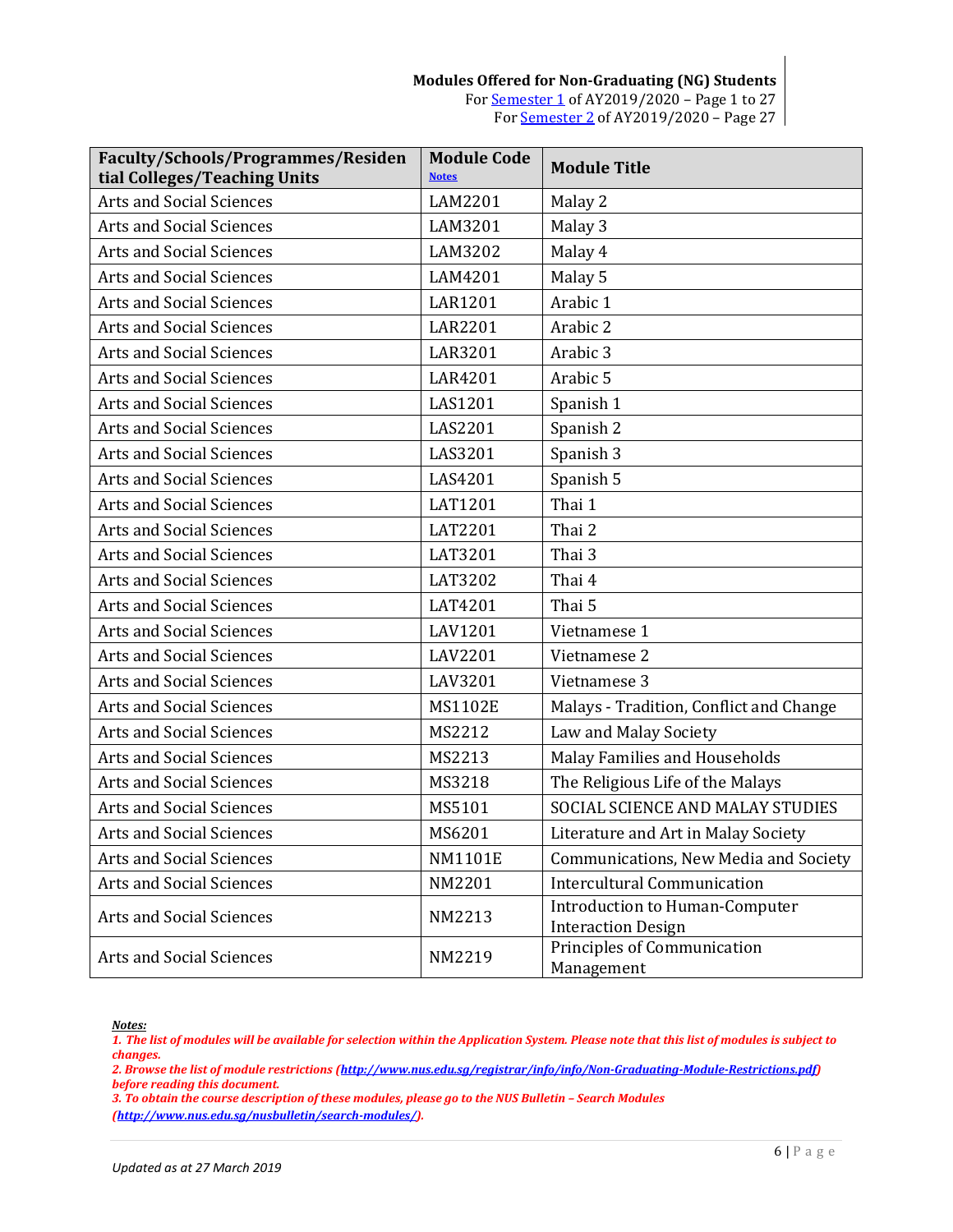**Modules Offered for Non-Graduating (NG) Students**
For Semester 1 of AY2019/2020 – Page 1 to 27
For Semester 2 of AY2019/2020 – Page 27

| Faculty/Schools/Programmes/Residential Colleges/Teaching Units | Module Code Notes | Module Title |
|---|---|---|
| Arts and Social Sciences | LAM2201 | Malay 2 |
| Arts and Social Sciences | LAM3201 | Malay 3 |
| Arts and Social Sciences | LAM3202 | Malay 4 |
| Arts and Social Sciences | LAM4201 | Malay 5 |
| Arts and Social Sciences | LAR1201 | Arabic 1 |
| Arts and Social Sciences | LAR2201 | Arabic 2 |
| Arts and Social Sciences | LAR3201 | Arabic 3 |
| Arts and Social Sciences | LAR4201 | Arabic 5 |
| Arts and Social Sciences | LAS1201 | Spanish 1 |
| Arts and Social Sciences | LAS2201 | Spanish 2 |
| Arts and Social Sciences | LAS3201 | Spanish 3 |
| Arts and Social Sciences | LAS4201 | Spanish 5 |
| Arts and Social Sciences | LAT1201 | Thai 1 |
| Arts and Social Sciences | LAT2201 | Thai 2 |
| Arts and Social Sciences | LAT3201 | Thai 3 |
| Arts and Social Sciences | LAT3202 | Thai 4 |
| Arts and Social Sciences | LAT4201 | Thai 5 |
| Arts and Social Sciences | LAV1201 | Vietnamese 1 |
| Arts and Social Sciences | LAV2201 | Vietnamese 2 |
| Arts and Social Sciences | LAV3201 | Vietnamese 3 |
| Arts and Social Sciences | MS1102E | Malays - Tradition, Conflict and Change |
| Arts and Social Sciences | MS2212 | Law and Malay Society |
| Arts and Social Sciences | MS2213 | Malay Families and Households |
| Arts and Social Sciences | MS3218 | The Religious Life of the Malays |
| Arts and Social Sciences | MS5101 | SOCIAL SCIENCE AND MALAY STUDIES |
| Arts and Social Sciences | MS6201 | Literature and Art in Malay Society |
| Arts and Social Sciences | NM1101E | Communications, New Media and Society |
| Arts and Social Sciences | NM2201 | Intercultural Communication |
| Arts and Social Sciences | NM2213 | Introduction to Human-Computer Interaction Design |
| Arts and Social Sciences | NM2219 | Principles of Communication Management |

***Notes:***

*1. The list of modules will be available for selection within the Application System. Please note that this list of modules is subject to changes.*
*2. Browse the list of module restrictions (http://www.nus.edu.sg/registrar/info/info/Non-Graduating-Module-Restrictions.pdf) before reading this document.*
*3. To obtain the course description of these modules, please go to the NUS Bulletin – Search Modules (http://www.nus.edu.sg/nusbulletin/search-modules/).*

*Updated as at 27 March 2019*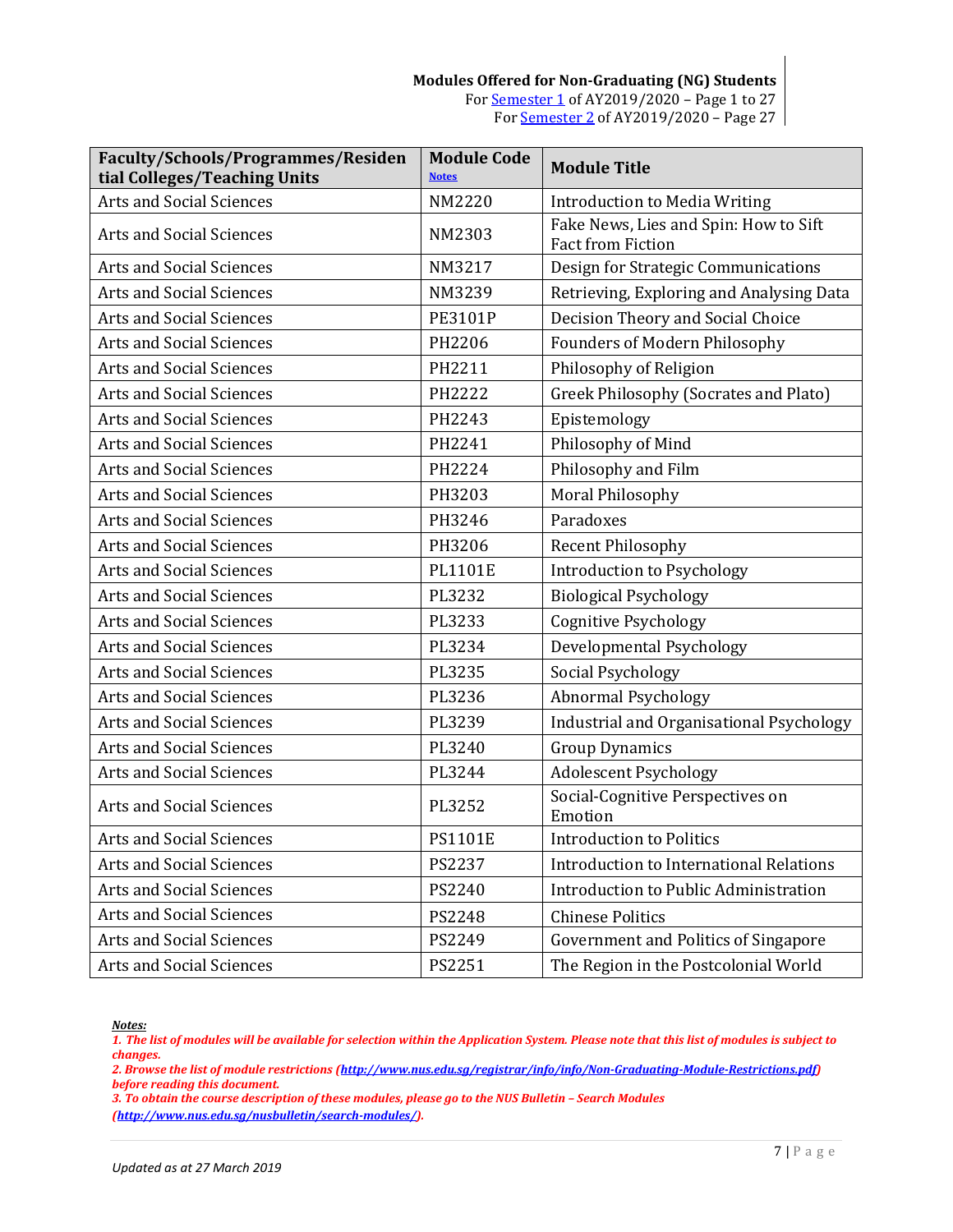**Modules Offered for Non-Graduating (NG) Students**
For Semester 1 of AY2019/2020 – Page 1 to 27
For Semester 2 of AY2019/2020 – Page 27

| Faculty/Schools/Programmes/Residential Colleges/Teaching Units | Module Code Notes | Module Title |
|---|---|---|
| Arts and Social Sciences | NM2220 | Introduction to Media Writing |
| Arts and Social Sciences | NM2303 | Fake News, Lies and Spin: How to Sift Fact from Fiction |
| Arts and Social Sciences | NM3217 | Design for Strategic Communications |
| Arts and Social Sciences | NM3239 | Retrieving, Exploring and Analysing Data |
| Arts and Social Sciences | PE3101P | Decision Theory and Social Choice |
| Arts and Social Sciences | PH2206 | Founders of Modern Philosophy |
| Arts and Social Sciences | PH2211 | Philosophy of Religion |
| Arts and Social Sciences | PH2222 | Greek Philosophy (Socrates and Plato) |
| Arts and Social Sciences | PH2243 | Epistemology |
| Arts and Social Sciences | PH2241 | Philosophy of Mind |
| Arts and Social Sciences | PH2224 | Philosophy and Film |
| Arts and Social Sciences | PH3203 | Moral Philosophy |
| Arts and Social Sciences | PH3246 | Paradoxes |
| Arts and Social Sciences | PH3206 | Recent Philosophy |
| Arts and Social Sciences | PL1101E | Introduction to Psychology |
| Arts and Social Sciences | PL3232 | Biological Psychology |
| Arts and Social Sciences | PL3233 | Cognitive Psychology |
| Arts and Social Sciences | PL3234 | Developmental Psychology |
| Arts and Social Sciences | PL3235 | Social Psychology |
| Arts and Social Sciences | PL3236 | Abnormal Psychology |
| Arts and Social Sciences | PL3239 | Industrial and Organisational Psychology |
| Arts and Social Sciences | PL3240 | Group Dynamics |
| Arts and Social Sciences | PL3244 | Adolescent Psychology |
| Arts and Social Sciences | PL3252 | Social-Cognitive Perspectives on Emotion |
| Arts and Social Sciences | PS1101E | Introduction to Politics |
| Arts and Social Sciences | PS2237 | Introduction to International Relations |
| Arts and Social Sciences | PS2240 | Introduction to Public Administration |
| Arts and Social Sciences | PS2248 | Chinese Politics |
| Arts and Social Sciences | PS2249 | Government and Politics of Singapore |
| Arts and Social Sciences | PS2251 | The Region in the Postcolonial World |

***Notes:***

*1. The list of modules will be available for selection within the Application System. Please note that this list of modules is subject to changes.*

*2. Browse the list of module restrictions (http://www.nus.edu.sg/registrar/info/info/Non-Graduating-Module-Restrictions.pdf) before reading this document.*

*3. To obtain the course description of these modules, please go to the NUS Bulletin – Search Modules (http://www.nus.edu.sg/nusbulletin/search-modules/).*

*Updated as at 27 March 2019*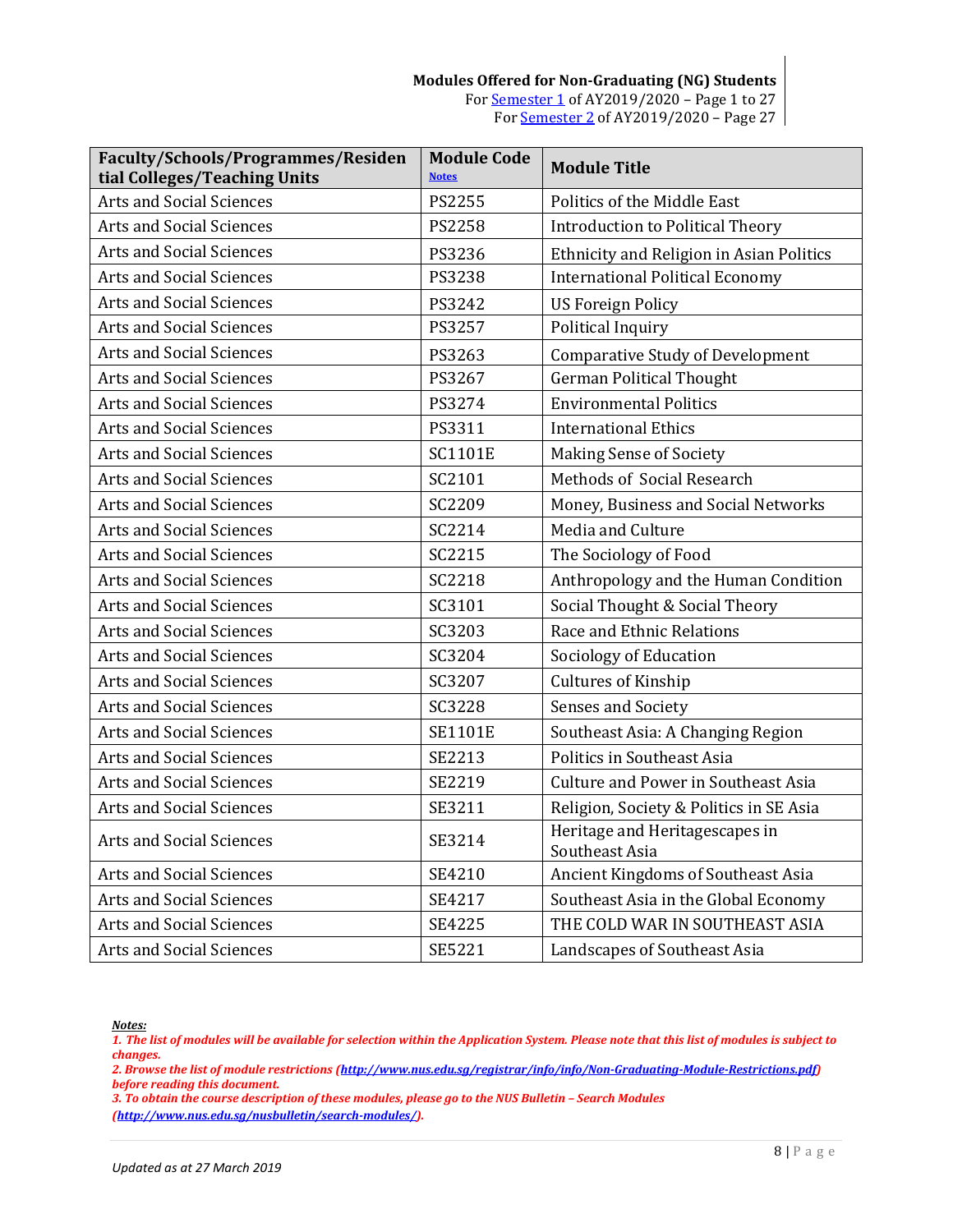**Modules Offered for Non-Graduating (NG) Students**
For Semester 1 of AY2019/2020 – Page 1 to 27
For Semester 2 of AY2019/2020 – Page 27

| Faculty/Schools/Programmes/Residential Colleges/Teaching Units | Module Code Notes | Module Title |
|---|---|---|
| Arts and Social Sciences | PS2255 | Politics of the Middle East |
| Arts and Social Sciences | PS2258 | Introduction to Political Theory |
| Arts and Social Sciences | PS3236 | Ethnicity and Religion in Asian Politics |
| Arts and Social Sciences | PS3238 | International Political Economy |
| Arts and Social Sciences | PS3242 | US Foreign Policy |
| Arts and Social Sciences | PS3257 | Political Inquiry |
| Arts and Social Sciences | PS3263 | Comparative Study of Development |
| Arts and Social Sciences | PS3267 | German Political Thought |
| Arts and Social Sciences | PS3274 | Environmental Politics |
| Arts and Social Sciences | PS3311 | International Ethics |
| Arts and Social Sciences | SC1101E | Making Sense of Society |
| Arts and Social Sciences | SC2101 | Methods of Social Research |
| Arts and Social Sciences | SC2209 | Money, Business and Social Networks |
| Arts and Social Sciences | SC2214 | Media and Culture |
| Arts and Social Sciences | SC2215 | The Sociology of Food |
| Arts and Social Sciences | SC2218 | Anthropology and the Human Condition |
| Arts and Social Sciences | SC3101 | Social Thought & Social Theory |
| Arts and Social Sciences | SC3203 | Race and Ethnic Relations |
| Arts and Social Sciences | SC3204 | Sociology of Education |
| Arts and Social Sciences | SC3207 | Cultures of Kinship |
| Arts and Social Sciences | SC3228 | Senses and Society |
| Arts and Social Sciences | SE1101E | Southeast Asia: A Changing Region |
| Arts and Social Sciences | SE2213 | Politics in Southeast Asia |
| Arts and Social Sciences | SE2219 | Culture and Power in Southeast Asia |
| Arts and Social Sciences | SE3211 | Religion, Society & Politics in SE Asia |
| Arts and Social Sciences | SE3214 | Heritage and Heritagescapes in Southeast Asia |
| Arts and Social Sciences | SE4210 | Ancient Kingdoms of Southeast Asia |
| Arts and Social Sciences | SE4217 | Southeast Asia in the Global Economy |
| Arts and Social Sciences | SE4225 | THE COLD WAR IN SOUTHEAST ASIA |
| Arts and Social Sciences | SE5221 | Landscapes of Southeast Asia |

***Notes:***

*1. The list of modules will be available for selection within the Application System. Please note that this list of modules is subject to changes.*

*2. Browse the list of module restrictions (http://www.nus.edu.sg/registrar/info/info/Non-Graduating-Module-Restrictions.pdf) before reading this document.*

*3. To obtain the course description of these modules, please go to the NUS Bulletin – Search Modules (http://www.nus.edu.sg/nusbulletin/search-modules/).*

*Updated as at 27 March 2019*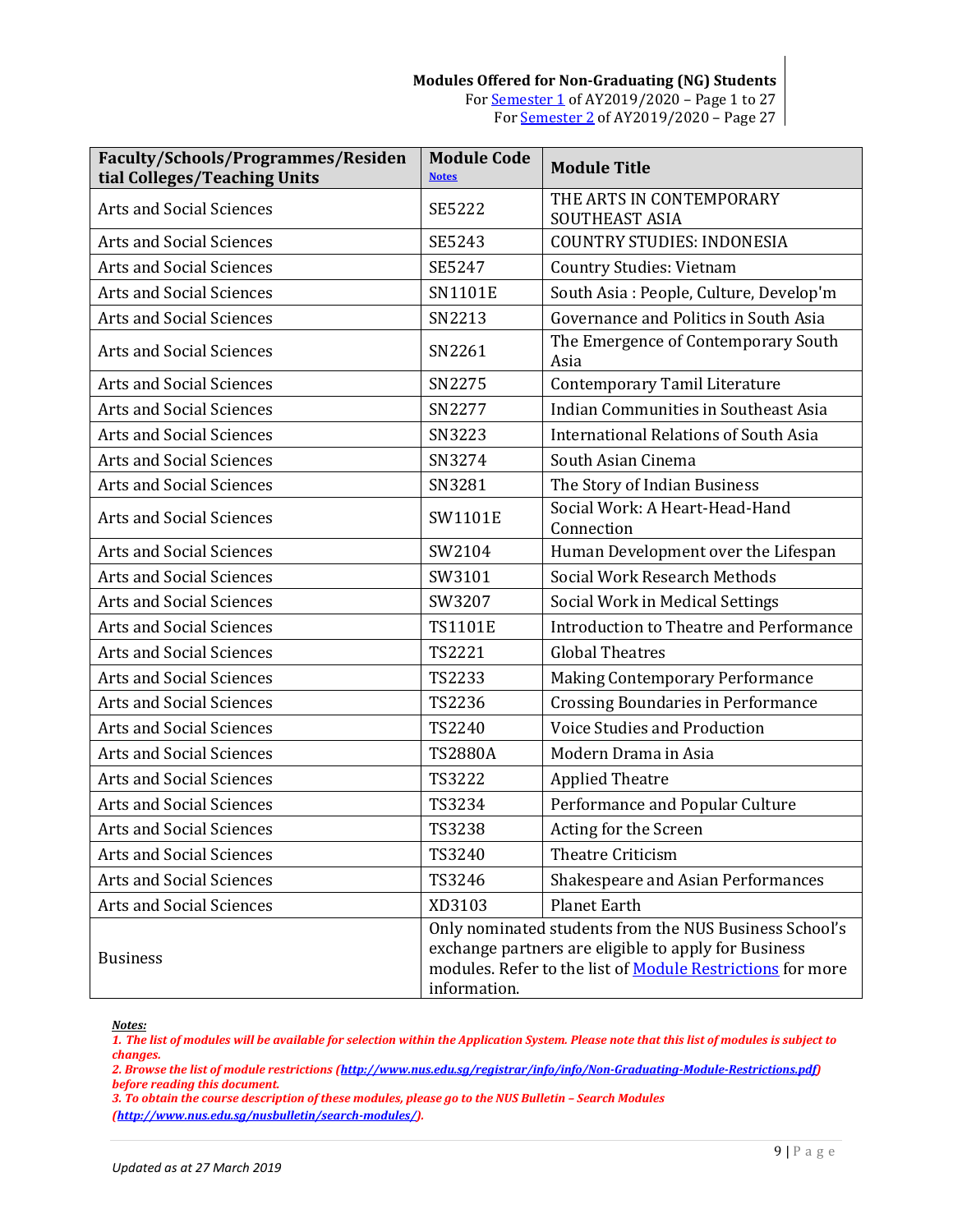**Modules Offered for Non-Graduating (NG) Students**
For [Semester 1] of AY2019/2020 – Page 1 to 27
For [Semester 2] of AY2019/2020 – Page 27

| Faculty/Schools/Programmes/Residential Colleges/Teaching Units | Module Code [Notes] | Module Title |
|---|---|---|
| Arts and Social Sciences | SE5222 | THE ARTS IN CONTEMPORARY SOUTHEAST ASIA |
| Arts and Social Sciences | SE5243 | COUNTRY STUDIES: INDONESIA |
| Arts and Social Sciences | SE5247 | Country Studies: Vietnam |
| Arts and Social Sciences | SN1101E | South Asia : People, Culture, Develop'm |
| Arts and Social Sciences | SN2213 | Governance and Politics in South Asia |
| Arts and Social Sciences | SN2261 | The Emergence of Contemporary South Asia |
| Arts and Social Sciences | SN2275 | Contemporary Tamil Literature |
| Arts and Social Sciences | SN2277 | Indian Communities in Southeast Asia |
| Arts and Social Sciences | SN3223 | International Relations of South Asia |
| Arts and Social Sciences | SN3274 | South Asian Cinema |
| Arts and Social Sciences | SN3281 | The Story of Indian Business |
| Arts and Social Sciences | SW1101E | Social Work: A Heart-Head-Hand Connection |
| Arts and Social Sciences | SW2104 | Human Development over the Lifespan |
| Arts and Social Sciences | SW3101 | Social Work Research Methods |
| Arts and Social Sciences | SW3207 | Social Work in Medical Settings |
| Arts and Social Sciences | TS1101E | Introduction to Theatre and Performance |
| Arts and Social Sciences | TS2221 | Global Theatres |
| Arts and Social Sciences | TS2233 | Making Contemporary Performance |
| Arts and Social Sciences | TS2236 | Crossing Boundaries in Performance |
| Arts and Social Sciences | TS2240 | Voice Studies and Production |
| Arts and Social Sciences | TS2880A | Modern Drama in Asia |
| Arts and Social Sciences | TS3222 | Applied Theatre |
| Arts and Social Sciences | TS3234 | Performance and Popular Culture |
| Arts and Social Sciences | TS3238 | Acting for the Screen |
| Arts and Social Sciences | TS3240 | Theatre Criticism |
| Arts and Social Sciences | TS3246 | Shakespeare and Asian Performances |
| Arts and Social Sciences | XD3103 | Planet Earth |
| Business | Only nominated students from the NUS Business School's exchange partners are eligible to apply for Business modules. Refer to the list of [Module Restrictions] for more information. | |

***Notes:***

*1. The list of modules will be available for selection within the Application System. Please note that this list of modules is subject to changes.*

*2. Browse the list of module restrictions (http://www.nus.edu.sg/registrar/info/info/Non-Graduating-Module-Restrictions.pdf) before reading this document.*

*3. To obtain the course description of these modules, please go to the NUS Bulletin – Search Modules (http://www.nus.edu.sg/nusbulletin/search-modules/).*

*Updated as at 27 March 2019*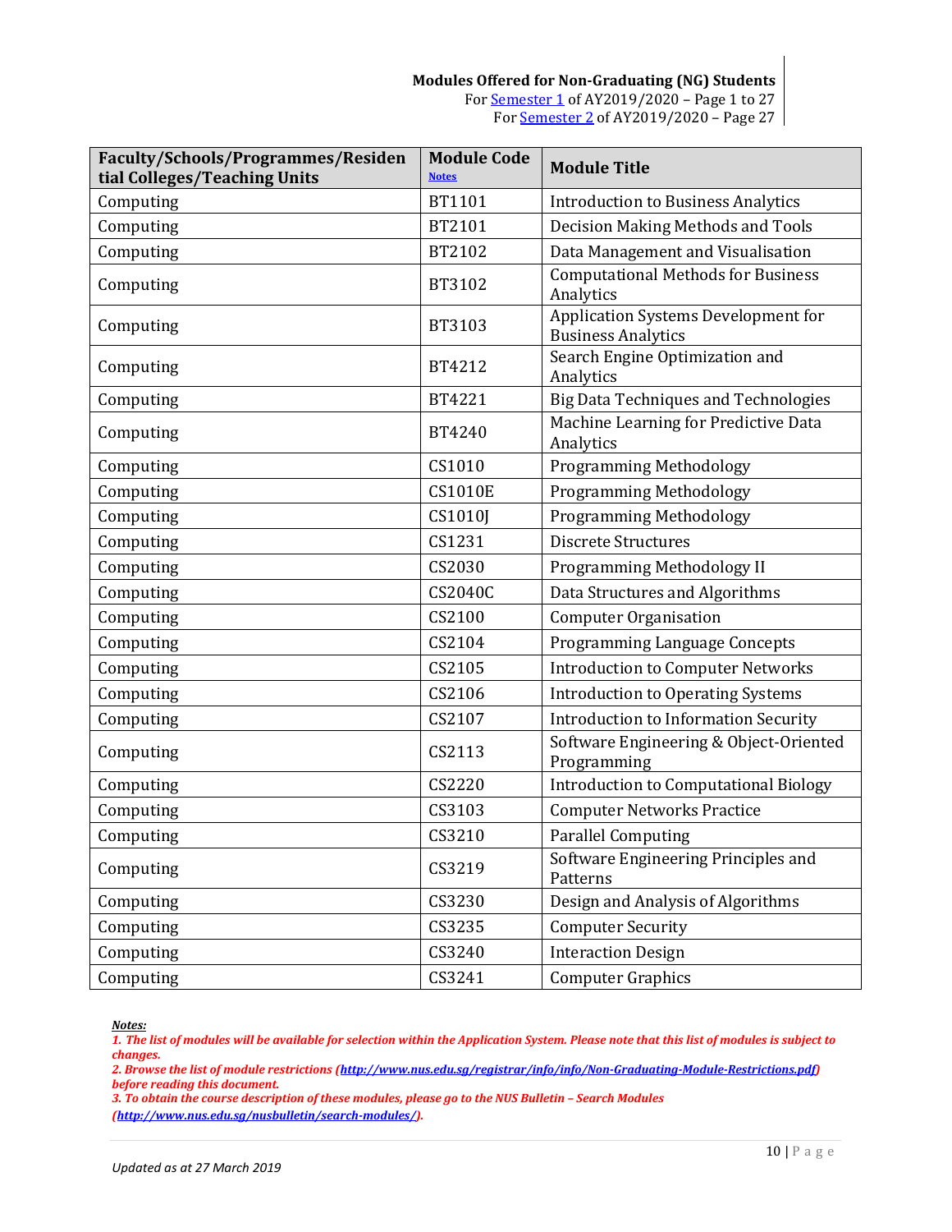**Modules Offered for Non-Graduating (NG) Students**
For Semester 1 of AY2019/2020 – Page 1 to 27
For Semester 2 of AY2019/2020 – Page 27

| Faculty/Schools/Programmes/Residential Colleges/Teaching Units | Module Code Notes | Module Title |
|---|---|---|
| Computing | BT1101 | Introduction to Business Analytics |
| Computing | BT2101 | Decision Making Methods and Tools |
| Computing | BT2102 | Data Management and Visualisation |
| Computing | BT3102 | Computational Methods for Business Analytics |
| Computing | BT3103 | Application Systems Development for Business Analytics |
| Computing | BT4212 | Search Engine Optimization and Analytics |
| Computing | BT4221 | Big Data Techniques and Technologies |
| Computing | BT4240 | Machine Learning for Predictive Data Analytics |
| Computing | CS1010 | Programming Methodology |
| Computing | CS1010E | Programming Methodology |
| Computing | CS1010J | Programming Methodology |
| Computing | CS1231 | Discrete Structures |
| Computing | CS2030 | Programming Methodology II |
| Computing | CS2040C | Data Structures and Algorithms |
| Computing | CS2100 | Computer Organisation |
| Computing | CS2104 | Programming Language Concepts |
| Computing | CS2105 | Introduction to Computer Networks |
| Computing | CS2106 | Introduction to Operating Systems |
| Computing | CS2107 | Introduction to Information Security |
| Computing | CS2113 | Software Engineering & Object-Oriented Programming |
| Computing | CS2220 | Introduction to Computational Biology |
| Computing | CS3103 | Computer Networks Practice |
| Computing | CS3210 | Parallel Computing |
| Computing | CS3219 | Software Engineering Principles and Patterns |
| Computing | CS3230 | Design and Analysis of Algorithms |
| Computing | CS3235 | Computer Security |
| Computing | CS3240 | Interaction Design |
| Computing | CS3241 | Computer Graphics |

***Notes:***

*1. The list of modules will be available for selection within the Application System. Please note that this list of modules is subject to changes.*

*2. Browse the list of module restrictions (http://www.nus.edu.sg/registrar/info/info/Non-Graduating-Module-Restrictions.pdf) before reading this document.*

*3. To obtain the course description of these modules, please go to the NUS Bulletin – Search Modules (http://www.nus.edu.sg/nusbulletin/search-modules/).*

*Updated as at 27 March 2019*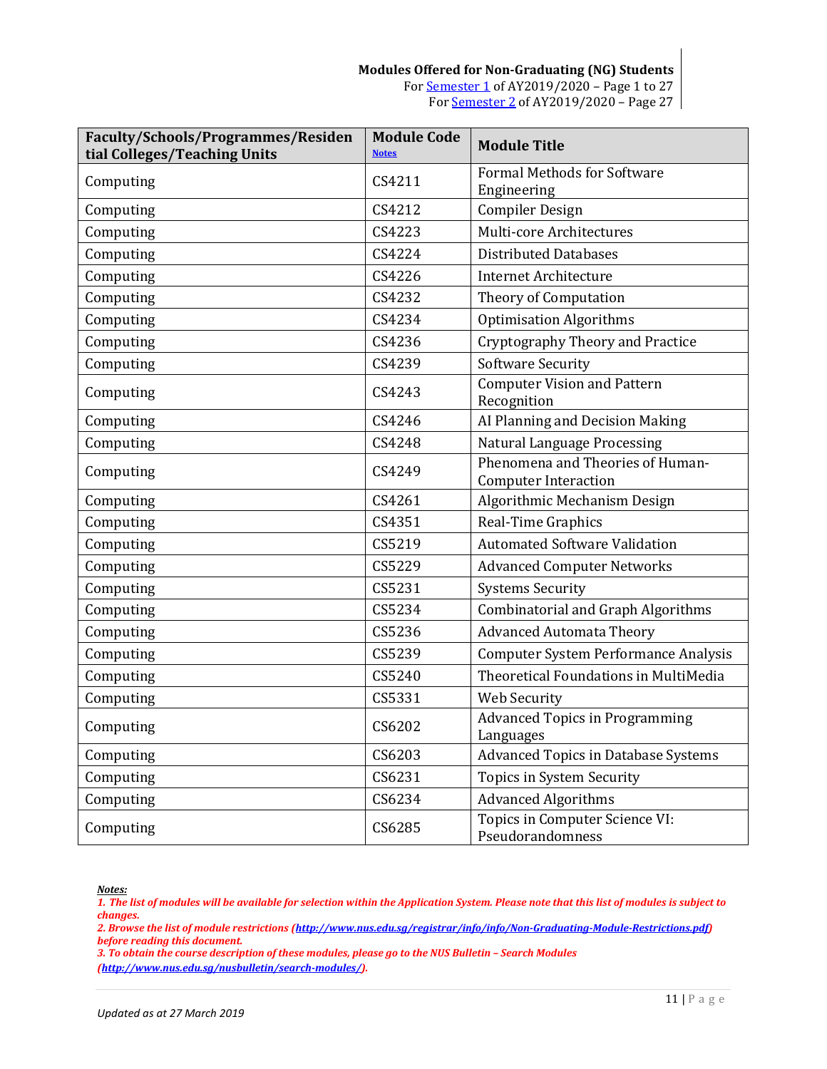**Modules Offered for Non-Graduating (NG) Students**
For Semester 1 of AY2019/2020 – Page 1 to 27
For Semester 2 of AY2019/2020 – Page 27

| Faculty/Schools/Programmes/Residential Colleges/Teaching Units | Module Code Notes | Module Title |
|---|---|---|
| Computing | CS4211 | Formal Methods for Software Engineering |
| Computing | CS4212 | Compiler Design |
| Computing | CS4223 | Multi-core Architectures |
| Computing | CS4224 | Distributed Databases |
| Computing | CS4226 | Internet Architecture |
| Computing | CS4232 | Theory of Computation |
| Computing | CS4234 | Optimisation Algorithms |
| Computing | CS4236 | Cryptography Theory and Practice |
| Computing | CS4239 | Software Security |
| Computing | CS4243 | Computer Vision and Pattern Recognition |
| Computing | CS4246 | AI Planning and Decision Making |
| Computing | CS4248 | Natural Language Processing |
| Computing | CS4249 | Phenomena and Theories of Human-Computer Interaction |
| Computing | CS4261 | Algorithmic Mechanism Design |
| Computing | CS4351 | Real-Time Graphics |
| Computing | CS5219 | Automated Software Validation |
| Computing | CS5229 | Advanced Computer Networks |
| Computing | CS5231 | Systems Security |
| Computing | CS5234 | Combinatorial and Graph Algorithms |
| Computing | CS5236 | Advanced Automata Theory |
| Computing | CS5239 | Computer System Performance Analysis |
| Computing | CS5240 | Theoretical Foundations in MultiMedia |
| Computing | CS5331 | Web Security |
| Computing | CS6202 | Advanced Topics in Programming Languages |
| Computing | CS6203 | Advanced Topics in Database Systems |
| Computing | CS6231 | Topics in System Security |
| Computing | CS6234 | Advanced Algorithms |
| Computing | CS6285 | Topics in Computer Science VI: Pseudorandomness |

***Notes:***

*1. The list of modules will be available for selection within the Application System. Please note that this list of modules is subject to changes.*

*2. Browse the list of module restrictions (http://www.nus.edu.sg/registrar/info/info/Non-Graduating-Module-Restrictions.pdf) before reading this document.*

*3. To obtain the course description of these modules, please go to the NUS Bulletin – Search Modules (http://www.nus.edu.sg/nusbulletin/search-modules/).*

*Updated as at 27 March 2019*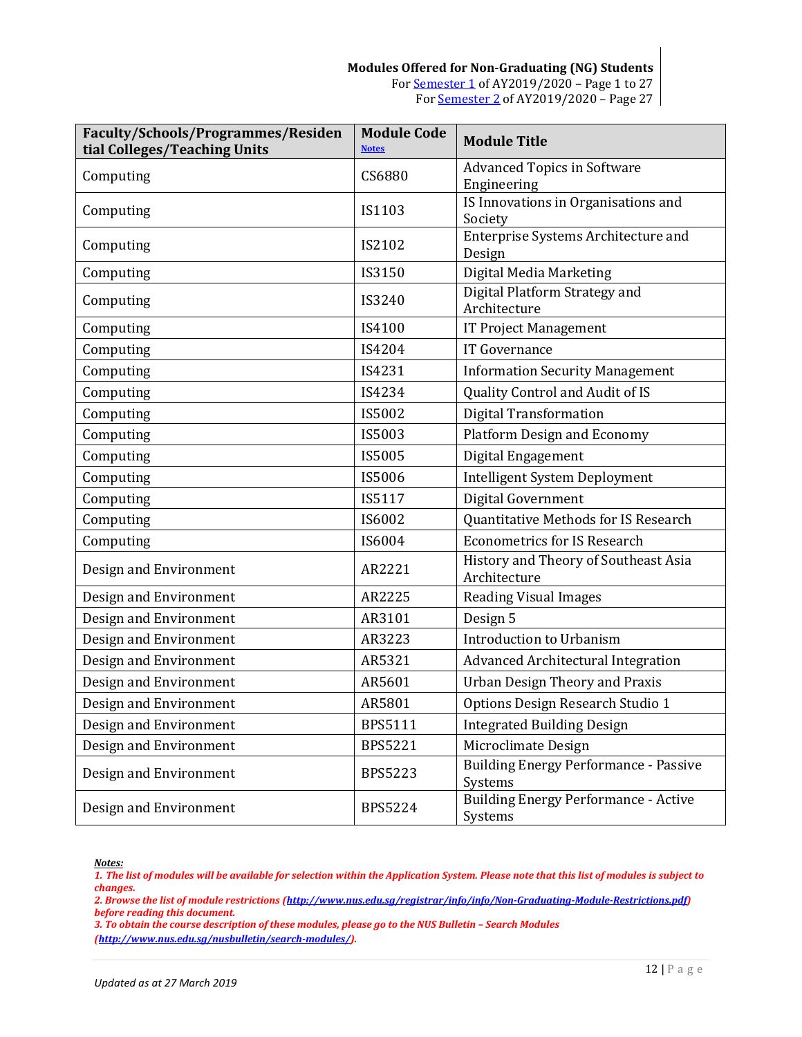**Modules Offered for Non-Graduating (NG) Students**
For [Semester 1](#) of AY2019/2020 – Page 1 to 27
For [Semester 2](#) of AY2019/2020 – Page 27

| Faculty/Schools/Programmes/Residential Colleges/Teaching Units | Module Code [Notes](#) | Module Title |
|---|---|---|
| Computing | CS6880 | Advanced Topics in Software Engineering |
| Computing | IS1103 | IS Innovations in Organisations and Society |
| Computing | IS2102 | Enterprise Systems Architecture and Design |
| Computing | IS3150 | Digital Media Marketing |
| Computing | IS3240 | Digital Platform Strategy and Architecture |
| Computing | IS4100 | IT Project Management |
| Computing | IS4204 | IT Governance |
| Computing | IS4231 | Information Security Management |
| Computing | IS4234 | Quality Control and Audit of IS |
| Computing | IS5002 | Digital Transformation |
| Computing | IS5003 | Platform Design and Economy |
| Computing | IS5005 | Digital Engagement |
| Computing | IS5006 | Intelligent System Deployment |
| Computing | IS5117 | Digital Government |
| Computing | IS6002 | Quantitative Methods for IS Research |
| Computing | IS6004 | Econometrics for IS Research |
| Design and Environment | AR2221 | History and Theory of Southeast Asia Architecture |
| Design and Environment | AR2225 | Reading Visual Images |
| Design and Environment | AR3101 | Design 5 |
| Design and Environment | AR3223 | Introduction to Urbanism |
| Design and Environment | AR5321 | Advanced Architectural Integration |
| Design and Environment | AR5601 | Urban Design Theory and Praxis |
| Design and Environment | AR5801 | Options Design Research Studio 1 |
| Design and Environment | BPS5111 | Integrated Building Design |
| Design and Environment | BPS5221 | Microclimate Design |
| Design and Environment | BPS5223 | Building Energy Performance - Passive Systems |
| Design and Environment | BPS5224 | Building Energy Performance - Active Systems |

***Notes:***
*1. The list of modules will be available for selection within the Application System. Please note that this list of modules is subject to changes.*
*2. Browse the list of module restrictions (http://www.nus.edu.sg/registrar/info/info/Non-Graduating-Module-Restrictions.pdf) before reading this document.*
*3. To obtain the course description of these modules, please go to the NUS Bulletin – Search Modules (http://www.nus.edu.sg/nusbulletin/search-modules/).*

*Updated as at 27 March 2019*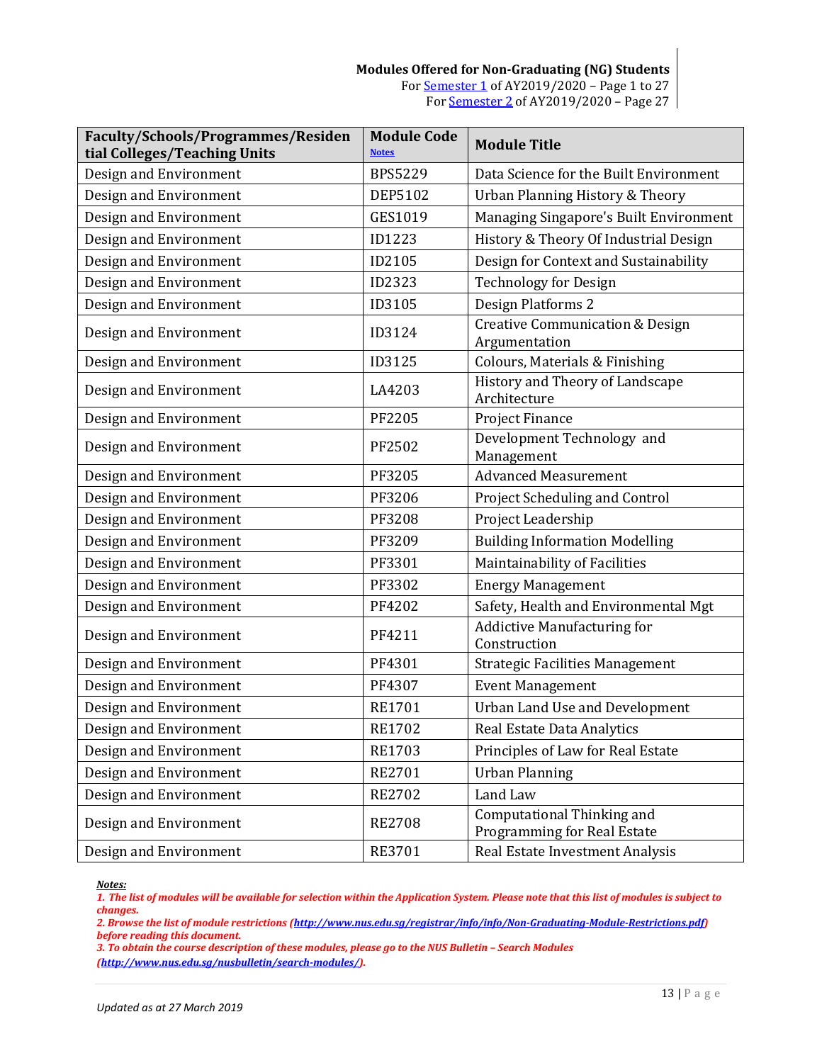**Modules Offered for Non-Graduating (NG) Students**
For [Semester 1] of AY2019/2020 – Page 1 to 27
For [Semester 2] of AY2019/2020 – Page 27

| Faculty/Schools/Programmes/Residential Colleges/Teaching Units | Module Code [Notes] | Module Title |
|---|---|---|
| Design and Environment | BPS5229 | Data Science for the Built Environment |
| Design and Environment | DEP5102 | Urban Planning History & Theory |
| Design and Environment | GES1019 | Managing Singapore's Built Environment |
| Design and Environment | ID1223 | History & Theory Of Industrial Design |
| Design and Environment | ID2105 | Design for Context and Sustainability |
| Design and Environment | ID2323 | Technology for Design |
| Design and Environment | ID3105 | Design Platforms 2 |
| Design and Environment | ID3124 | Creative Communication & Design Argumentation |
| Design and Environment | ID3125 | Colours, Materials & Finishing |
| Design and Environment | LA4203 | History and Theory of Landscape Architecture |
| Design and Environment | PF2205 | Project Finance |
| Design and Environment | PF2502 | Development Technology and Management |
| Design and Environment | PF3205 | Advanced Measurement |
| Design and Environment | PF3206 | Project Scheduling and Control |
| Design and Environment | PF3208 | Project Leadership |
| Design and Environment | PF3209 | Building Information Modelling |
| Design and Environment | PF3301 | Maintainability of Facilities |
| Design and Environment | PF3302 | Energy Management |
| Design and Environment | PF4202 | Safety, Health and Environmental Mgt |
| Design and Environment | PF4211 | Addictive Manufacturing for Construction |
| Design and Environment | PF4301 | Strategic Facilities Management |
| Design and Environment | PF4307 | Event Management |
| Design and Environment | RE1701 | Urban Land Use and Development |
| Design and Environment | RE1702 | Real Estate Data Analytics |
| Design and Environment | RE1703 | Principles of Law for Real Estate |
| Design and Environment | RE2701 | Urban Planning |
| Design and Environment | RE2702 | Land Law |
| Design and Environment | RE2708 | Computational Thinking and Programming for Real Estate |
| Design and Environment | RE3701 | Real Estate Investment Analysis |

***Notes:***

*1. The list of modules will be available for selection within the Application System. Please note that this list of modules is subject to changes.*

*2. Browse the list of module restrictions (http://www.nus.edu.sg/registrar/info/info/Non-Graduating-Module-Restrictions.pdf) before reading this document.*

*3. To obtain the course description of these modules, please go to the NUS Bulletin – Search Modules (http://www.nus.edu.sg/nusbulletin/search-modules/).*

*Updated as at 27 March 2019*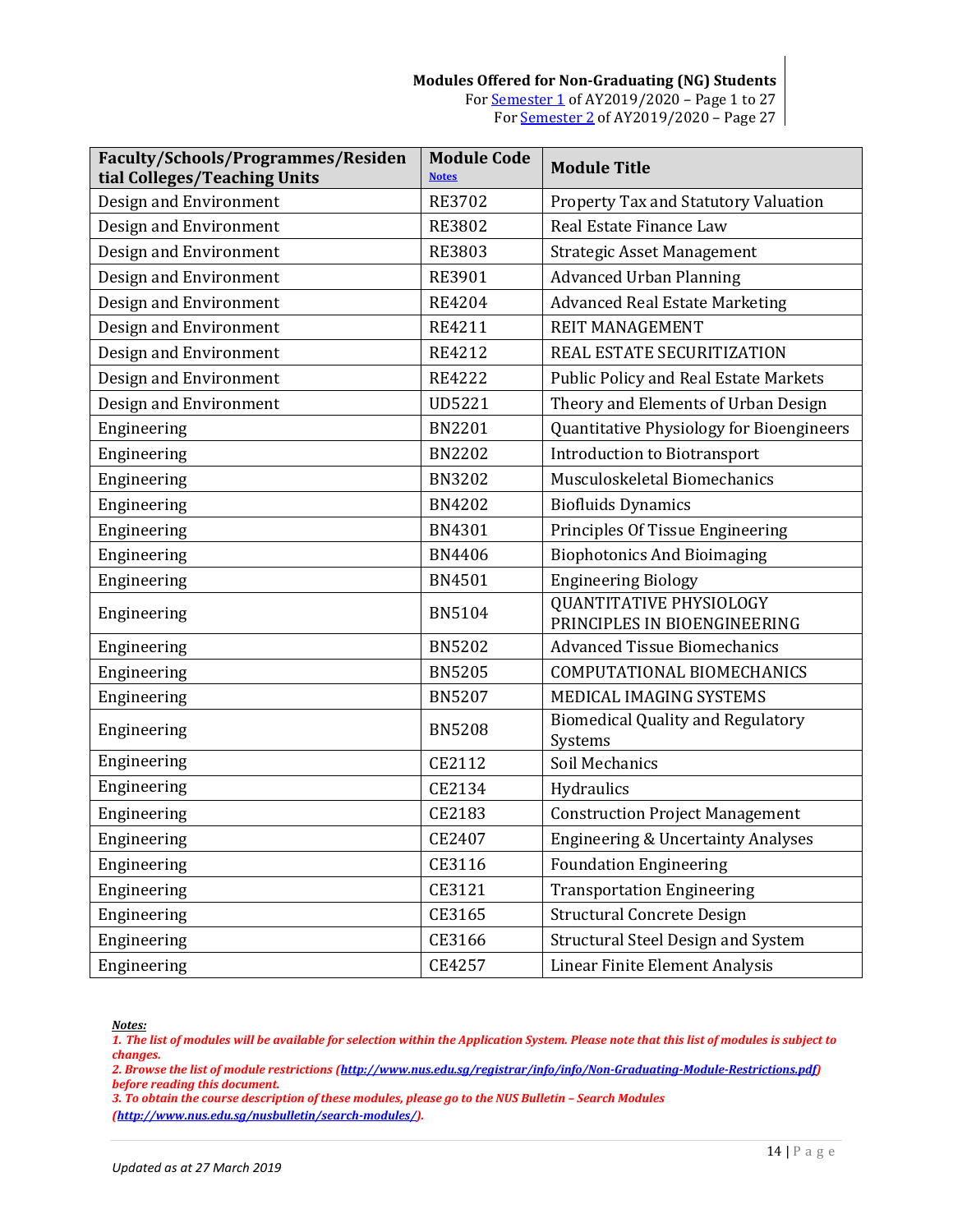**Modules Offered for Non-Graduating (NG) Students**
For Semester 1 of AY2019/2020 – Page 1 to 27
For Semester 2 of AY2019/2020 – Page 27

| Faculty/Schools/Programmes/Residential Colleges/Teaching Units | Module Code Notes | Module Title |
|---|---|---|
| Design and Environment | RE3702 | Property Tax and Statutory Valuation |
| Design and Environment | RE3802 | Real Estate Finance Law |
| Design and Environment | RE3803 | Strategic Asset Management |
| Design and Environment | RE3901 | Advanced Urban Planning |
| Design and Environment | RE4204 | Advanced Real Estate Marketing |
| Design and Environment | RE4211 | REIT MANAGEMENT |
| Design and Environment | RE4212 | REAL ESTATE SECURITIZATION |
| Design and Environment | RE4222 | Public Policy and Real Estate Markets |
| Design and Environment | UD5221 | Theory and Elements of Urban Design |
| Engineering | BN2201 | Quantitative Physiology for Bioengineers |
| Engineering | BN2202 | Introduction to Biotransport |
| Engineering | BN3202 | Musculoskeletal Biomechanics |
| Engineering | BN4202 | Biofluids Dynamics |
| Engineering | BN4301 | Principles Of Tissue Engineering |
| Engineering | BN4406 | Biophotonics And Bioimaging |
| Engineering | BN4501 | Engineering Biology |
| Engineering | BN5104 | QUANTITATIVE PHYSIOLOGY PRINCIPLES IN BIOENGINEERING |
| Engineering | BN5202 | Advanced Tissue Biomechanics |
| Engineering | BN5205 | COMPUTATIONAL BIOMECHANICS |
| Engineering | BN5207 | MEDICAL IMAGING SYSTEMS |
| Engineering | BN5208 | Biomedical Quality and Regulatory Systems |
| Engineering | CE2112 | Soil Mechanics |
| Engineering | CE2134 | Hydraulics |
| Engineering | CE2183 | Construction Project Management |
| Engineering | CE2407 | Engineering & Uncertainty Analyses |
| Engineering | CE3116 | Foundation Engineering |
| Engineering | CE3121 | Transportation Engineering |
| Engineering | CE3165 | Structural Concrete Design |
| Engineering | CE3166 | Structural Steel Design and System |
| Engineering | CE4257 | Linear Finite Element Analysis |

***Notes:***
*1. The list of modules will be available for selection within the Application System. Please note that this list of modules is subject to changes.*
*2. Browse the list of module restrictions (http://www.nus.edu.sg/registrar/info/info/Non-Graduating-Module-Restrictions.pdf) before reading this document.*
*3. To obtain the course description of these modules, please go to the NUS Bulletin – Search Modules (http://www.nus.edu.sg/nusbulletin/search-modules/).*

*Updated as at 27 March 2019*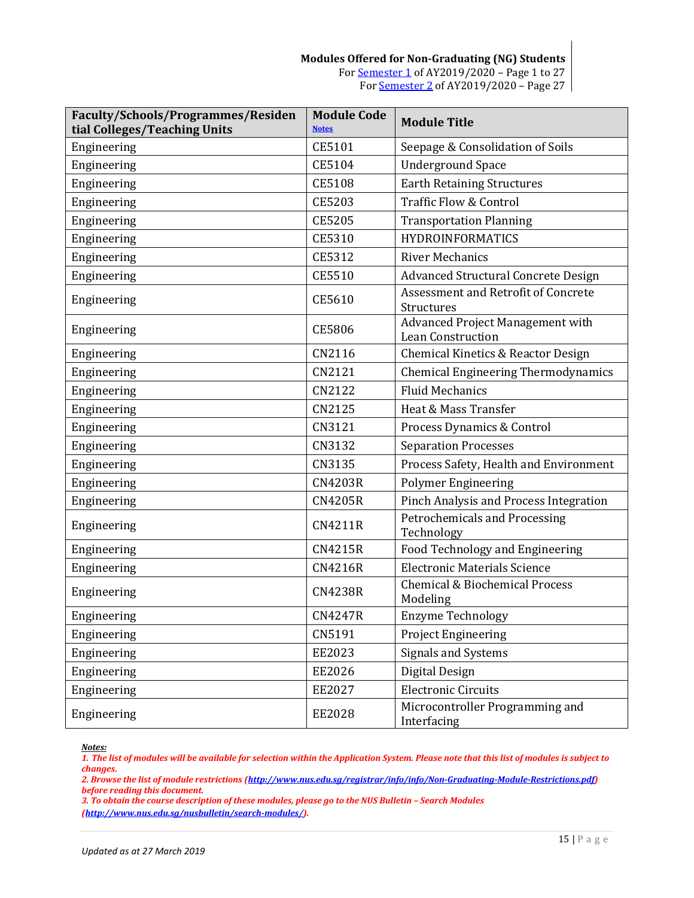**Modules Offered for Non-Graduating (NG) Students**
For Semester 1 of AY2019/2020 – Page 1 to 27
For Semester 2 of AY2019/2020 – Page 27

| Faculty/Schools/Programmes/Residential Colleges/Teaching Units | Module Code Notes | Module Title |
|---|---|---|
| Engineering | CE5101 | Seepage & Consolidation of Soils |
| Engineering | CE5104 | Underground Space |
| Engineering | CE5108 | Earth Retaining Structures |
| Engineering | CE5203 | Traffic Flow & Control |
| Engineering | CE5205 | Transportation Planning |
| Engineering | CE5310 | HYDROINFORMATICS |
| Engineering | CE5312 | River Mechanics |
| Engineering | CE5510 | Advanced Structural Concrete Design |
| Engineering | CE5610 | Assessment and Retrofit of Concrete Structures |
| Engineering | CE5806 | Advanced Project Management with Lean Construction |
| Engineering | CN2116 | Chemical Kinetics & Reactor Design |
| Engineering | CN2121 | Chemical Engineering Thermodynamics |
| Engineering | CN2122 | Fluid Mechanics |
| Engineering | CN2125 | Heat & Mass Transfer |
| Engineering | CN3121 | Process Dynamics & Control |
| Engineering | CN3132 | Separation Processes |
| Engineering | CN3135 | Process Safety, Health and Environment |
| Engineering | CN4203R | Polymer Engineering |
| Engineering | CN4205R | Pinch Analysis and Process Integration |
| Engineering | CN4211R | Petrochemicals and Processing Technology |
| Engineering | CN4215R | Food Technology and Engineering |
| Engineering | CN4216R | Electronic Materials Science |
| Engineering | CN4238R | Chemical & Biochemical Process Modeling |
| Engineering | CN4247R | Enzyme Technology |
| Engineering | CN5191 | Project Engineering |
| Engineering | EE2023 | Signals and Systems |
| Engineering | EE2026 | Digital Design |
| Engineering | EE2027 | Electronic Circuits |
| Engineering | EE2028 | Microcontroller Programming and Interfacing |

***Notes:***

*1. The list of modules will be available for selection within the Application System. Please note that this list of modules is subject to changes.*
*2. Browse the list of module restrictions (http://www.nus.edu.sg/registrar/info/info/Non-Graduating-Module-Restrictions.pdf) before reading this document.*
*3. To obtain the course description of these modules, please go to the NUS Bulletin – Search Modules (http://www.nus.edu.sg/nusbulletin/search-modules/).*

*Updated as at 27 March 2019*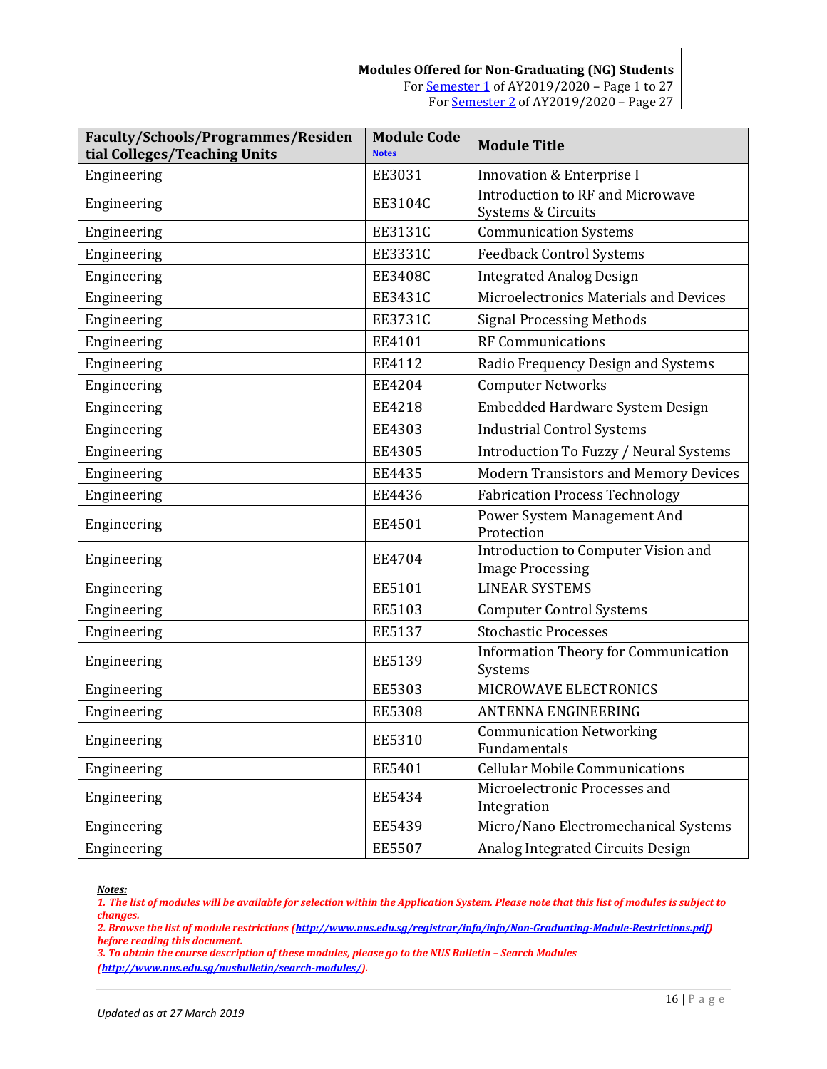**Modules Offered for Non-Graduating (NG) Students**
For [Semester 1](#) of AY2019/2020 – Page 1 to 27
For [Semester 2](#) of AY2019/2020 – Page 27

| Faculty/Schools/Programmes/Residential Colleges/Teaching Units | Module Code [Notes](#) | Module Title |
|---|---|---|
| Engineering | EE3031 | Innovation & Enterprise I |
| Engineering | EE3104C | Introduction to RF and Microwave Systems & Circuits |
| Engineering | EE3131C | Communication Systems |
| Engineering | EE3331C | Feedback Control Systems |
| Engineering | EE3408C | Integrated Analog Design |
| Engineering | EE3431C | Microelectronics Materials and Devices |
| Engineering | EE3731C | Signal Processing Methods |
| Engineering | EE4101 | RF Communications |
| Engineering | EE4112 | Radio Frequency Design and Systems |
| Engineering | EE4204 | Computer Networks |
| Engineering | EE4218 | Embedded Hardware System Design |
| Engineering | EE4303 | Industrial Control Systems |
| Engineering | EE4305 | Introduction To Fuzzy / Neural Systems |
| Engineering | EE4435 | Modern Transistors and Memory Devices |
| Engineering | EE4436 | Fabrication Process Technology |
| Engineering | EE4501 | Power System Management And Protection |
| Engineering | EE4704 | Introduction to Computer Vision and Image Processing |
| Engineering | EE5101 | LINEAR SYSTEMS |
| Engineering | EE5103 | Computer Control Systems |
| Engineering | EE5137 | Stochastic Processes |
| Engineering | EE5139 | Information Theory for Communication Systems |
| Engineering | EE5303 | MICROWAVE ELECTRONICS |
| Engineering | EE5308 | ANTENNA ENGINEERING |
| Engineering | EE5310 | Communication Networking Fundamentals |
| Engineering | EE5401 | Cellular Mobile Communications |
| Engineering | EE5434 | Microelectronic Processes and Integration |
| Engineering | EE5439 | Micro/Nano Electromechanical Systems |
| Engineering | EE5507 | Analog Integrated Circuits Design |

***Notes:***
*1. The list of modules will be available for selection within the Application System. Please note that this list of modules is subject to changes.*
*2. Browse the list of module restrictions ([http://www.nus.edu.sg/registrar/info/info/Non-Graduating-Module-Restrictions.pdf](http://www.nus.edu.sg/registrar/info/info/Non-Graduating-Module-Restrictions.pdf)) before reading this document.*
*3. To obtain the course description of these modules, please go to the NUS Bulletin – Search Modules ([http://www.nus.edu.sg/nusbulletin/search-modules/](http://www.nus.edu.sg/nusbulletin/search-modules/)).*

*Updated as at 27 March 2019*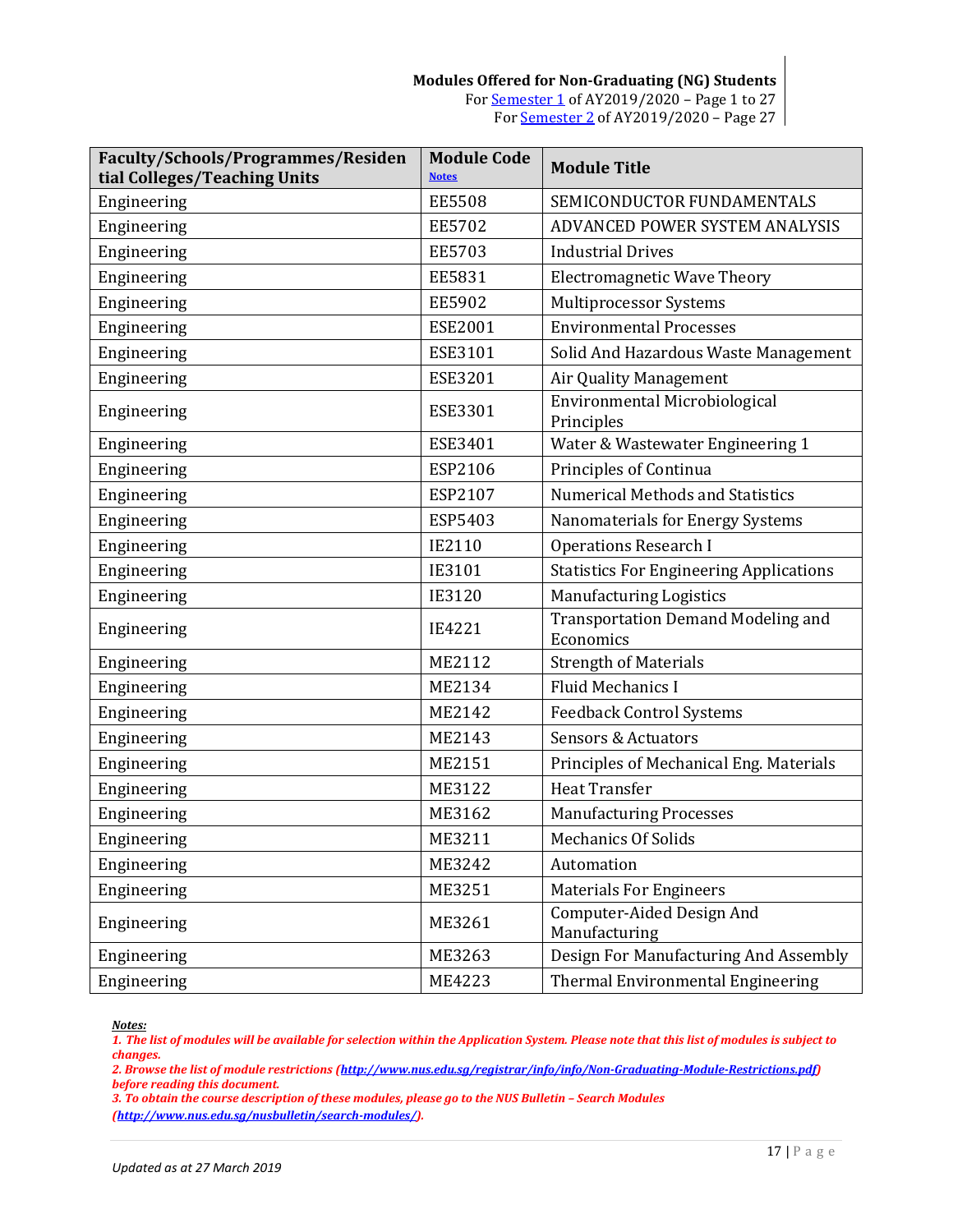**Modules Offered for Non-Graduating (NG) Students**
For [Semester 1] of AY2019/2020 – Page 1 to 27
For [Semester 2] of AY2019/2020 – Page 27

| Faculty/Schools/Programmes/Residential Colleges/Teaching Units | Module Code [Notes] | Module Title |
|---|---|---|
| Engineering | EE5508 | SEMICONDUCTOR FUNDAMENTALS |
| Engineering | EE5702 | ADVANCED POWER SYSTEM ANALYSIS |
| Engineering | EE5703 | Industrial Drives |
| Engineering | EE5831 | Electromagnetic Wave Theory |
| Engineering | EE5902 | Multiprocessor Systems |
| Engineering | ESE2001 | Environmental Processes |
| Engineering | ESE3101 | Solid And Hazardous Waste Management |
| Engineering | ESE3201 | Air Quality Management |
| Engineering | ESE3301 | Environmental Microbiological Principles |
| Engineering | ESE3401 | Water & Wastewater Engineering 1 |
| Engineering | ESP2106 | Principles of Continua |
| Engineering | ESP2107 | Numerical Methods and Statistics |
| Engineering | ESP5403 | Nanomaterials for Energy Systems |
| Engineering | IE2110 | Operations Research I |
| Engineering | IE3101 | Statistics For Engineering Applications |
| Engineering | IE3120 | Manufacturing Logistics |
| Engineering | IE4221 | Transportation Demand Modeling and Economics |
| Engineering | ME2112 | Strength of Materials |
| Engineering | ME2134 | Fluid Mechanics I |
| Engineering | ME2142 | Feedback Control Systems |
| Engineering | ME2143 | Sensors & Actuators |
| Engineering | ME2151 | Principles of Mechanical Eng. Materials |
| Engineering | ME3122 | Heat Transfer |
| Engineering | ME3162 | Manufacturing Processes |
| Engineering | ME3211 | Mechanics Of Solids |
| Engineering | ME3242 | Automation |
| Engineering | ME3251 | Materials For Engineers |
| Engineering | ME3261 | Computer-Aided Design And Manufacturing |
| Engineering | ME3263 | Design For Manufacturing And Assembly |
| Engineering | ME4223 | Thermal Environmental Engineering |

***Notes:***
*1. The list of modules will be available for selection within the Application System. Please note that this list of modules is subject to changes.*
*2. Browse the list of module restrictions (http://www.nus.edu.sg/registrar/info/info/Non-Graduating-Module-Restrictions.pdf) before reading this document.*
*3. To obtain the course description of these modules, please go to the NUS Bulletin – Search Modules (http://www.nus.edu.sg/nusbulletin/search-modules/).*

*Updated as at 27 March 2019*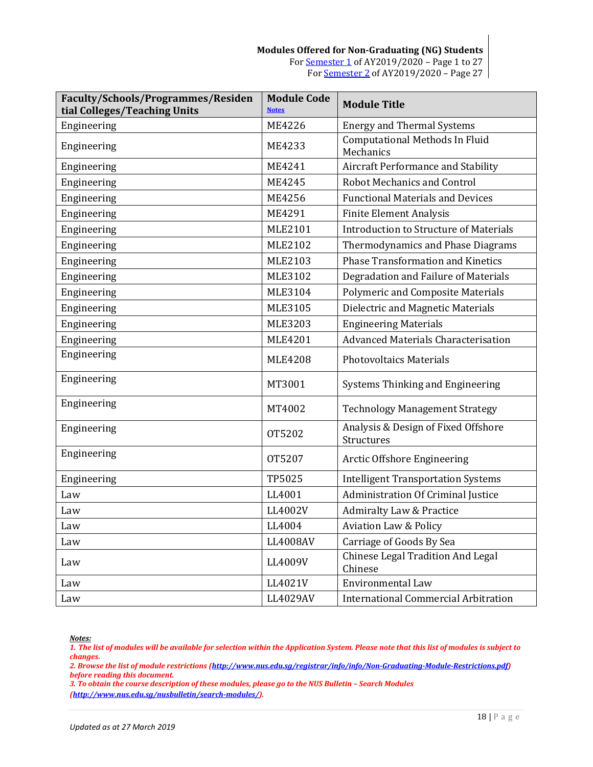**Modules Offered for Non-Graduating (NG) Students**
For Semester 1 of AY2019/2020 – Page 1 to 27
For Semester 2 of AY2019/2020 – Page 27

| Faculty/Schools/Programmes/Residential Colleges/Teaching Units | Module Code Notes | Module Title |
|---|---|---|
| Engineering | ME4226 | Energy and Thermal Systems |
| Engineering | ME4233 | Computational Methods In Fluid Mechanics |
| Engineering | ME4241 | Aircraft Performance and Stability |
| Engineering | ME4245 | Robot Mechanics and Control |
| Engineering | ME4256 | Functional Materials and Devices |
| Engineering | ME4291 | Finite Element Analysis |
| Engineering | MLE2101 | Introduction to Structure of Materials |
| Engineering | MLE2102 | Thermodynamics and Phase Diagrams |
| Engineering | MLE2103 | Phase Transformation and Kinetics |
| Engineering | MLE3102 | Degradation and Failure of Materials |
| Engineering | MLE3104 | Polymeric and Composite Materials |
| Engineering | MLE3105 | Dielectric and Magnetic Materials |
| Engineering | MLE3203 | Engineering Materials |
| Engineering | MLE4201 | Advanced Materials Characterisation |
| Engineering | MLE4208 | Photovoltaics Materials |
| Engineering | MT3001 | Systems Thinking and Engineering |
| Engineering | MT4002 | Technology Management Strategy |
| Engineering | OT5202 | Analysis & Design of Fixed Offshore Structures |
| Engineering | OT5207 | Arctic Offshore Engineering |
| Engineering | TP5025 | Intelligent Transportation Systems |
| Law | LL4001 | Administration Of Criminal Justice |
| Law | LL4002V | Admiralty Law & Practice |
| Law | LL4004 | Aviation Law & Policy |
| Law | LL4008AV | Carriage of Goods By Sea |
| Law | LL4009V | Chinese Legal Tradition And Legal Chinese |
| Law | LL4021V | Environmental Law |
| Law | LL4029AV | International Commercial Arbitration |

***Notes:***
*1. The list of modules will be available for selection within the Application System. Please note that this list of modules is subject to changes.*
*2. Browse the list of module restrictions (http://www.nus.edu.sg/registrar/info/info/Non-Graduating-Module-Restrictions.pdf) before reading this document.*
*3. To obtain the course description of these modules, please go to the NUS Bulletin – Search Modules (http://www.nus.edu.sg/nusbulletin/search-modules/).*

*Updated as at 27 March 2019*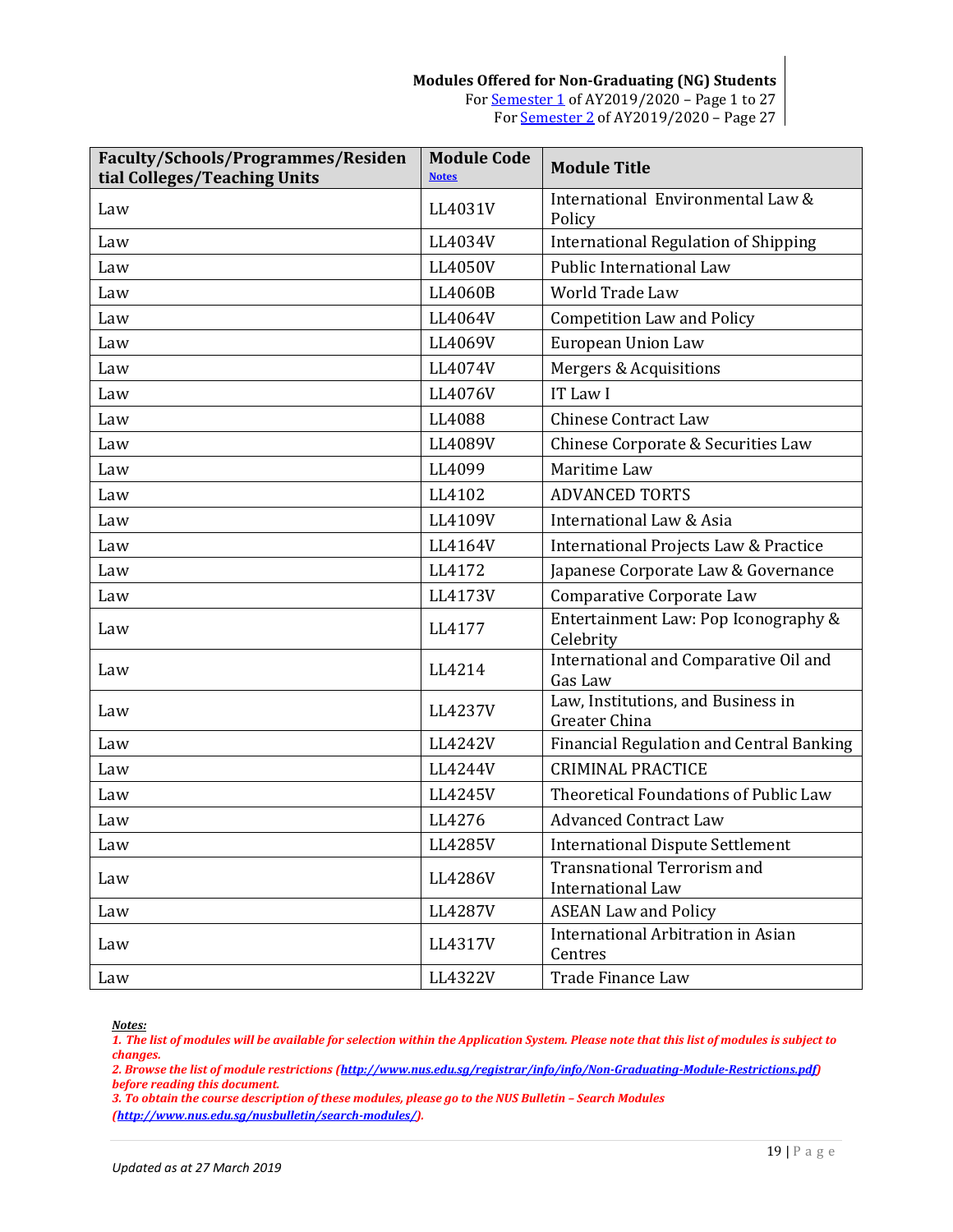**Modules Offered for Non-Graduating (NG) Students**
For [Semester 1](#) of AY2019/2020 – Page 1 to 27
For [Semester 2](#) of AY2019/2020 – Page 27

| Faculty/Schools/Programmes/Residential Colleges/Teaching Units | Module Code [Notes](#) | Module Title |
|---|---|---|
| Law | LL4031V | International  Environmental Law & Policy |
| Law | LL4034V | International Regulation of Shipping |
| Law | LL4050V | Public International Law |
| Law | LL4060B | World Trade Law |
| Law | LL4064V | Competition Law and Policy |
| Law | LL4069V | European Union Law |
| Law | LL4074V | Mergers & Acquisitions |
| Law | LL4076V | IT Law I |
| Law | LL4088 | Chinese Contract Law |
| Law | LL4089V | Chinese Corporate & Securities Law |
| Law | LL4099 | Maritime Law |
| Law | LL4102 | ADVANCED TORTS |
| Law | LL4109V | International Law & Asia |
| Law | LL4164V | International Projects Law & Practice |
| Law | LL4172 | Japanese Corporate Law & Governance |
| Law | LL4173V | Comparative Corporate Law |
| Law | LL4177 | Entertainment Law: Pop Iconography & Celebrity |
| Law | LL4214 | International and Comparative Oil and Gas Law |
| Law | LL4237V | Law, Institutions, and Business in Greater China |
| Law | LL4242V | Financial Regulation and Central Banking |
| Law | LL4244V | CRIMINAL PRACTICE |
| Law | LL4245V | Theoretical Foundations of Public Law |
| Law | LL4276 | Advanced Contract Law |
| Law | LL4285V | International Dispute Settlement |
| Law | LL4286V | Transnational Terrorism and International Law |
| Law | LL4287V | ASEAN Law and Policy |
| Law | LL4317V | International Arbitration in Asian Centres |
| Law | LL4322V | Trade Finance Law |

***Notes:***
***1. The list of modules will be available for selection within the Application System. Please note that this list of modules is subject to changes.***
***2. Browse the list of module restrictions ([http://www.nus.edu.sg/registrar/info/info/Non-Graduating-Module-Restrictions.pdf](http://www.nus.edu.sg/registrar/info/info/Non-Graduating-Module-Restrictions.pdf)) before reading this document.***
***3. To obtain the course description of these modules, please go to the NUS Bulletin – Search Modules ([http://www.nus.edu.sg/nusbulletin/search-modules/](http://www.nus.edu.sg/nusbulletin/search-modules/)).***

*Updated as at 27 March 2019*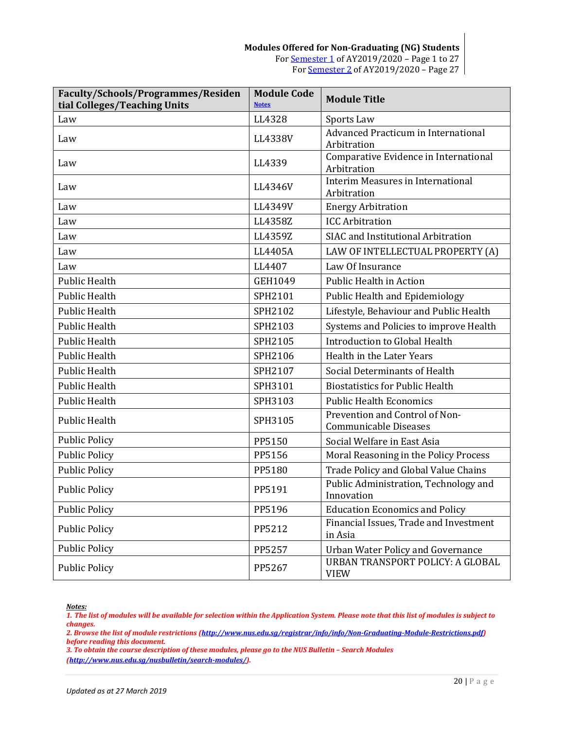**Modules Offered for Non-Graduating (NG) Students**
For Semester 1 of AY2019/2020 – Page 1 to 27
For Semester 2 of AY2019/2020 – Page 27

| Faculty/Schools/Programmes/Residential Colleges/Teaching Units | Module Code Notes | Module Title |
|---|---|---|
| Law | LL4328 | Sports Law |
| Law | LL4338V | Advanced Practicum in International Arbitration |
| Law | LL4339 | Comparative Evidence in International Arbitration |
| Law | LL4346V | Interim Measures in International Arbitration |
| Law | LL4349V | Energy Arbitration |
| Law | LL4358Z | ICC Arbitration |
| Law | LL4359Z | SIAC and Institutional Arbitration |
| Law | LL4405A | LAW OF INTELLECTUAL PROPERTY (A) |
| Law | LL4407 | Law Of Insurance |
| Public Health | GEH1049 | Public Health in Action |
| Public Health | SPH2101 | Public Health and Epidemiology |
| Public Health | SPH2102 | Lifestyle, Behaviour and Public Health |
| Public Health | SPH2103 | Systems and Policies to improve Health |
| Public Health | SPH2105 | Introduction to Global Health |
| Public Health | SPH2106 | Health in the Later Years |
| Public Health | SPH2107 | Social Determinants of Health |
| Public Health | SPH3101 | Biostatistics for Public Health |
| Public Health | SPH3103 | Public Health Economics |
| Public Health | SPH3105 | Prevention and Control of Non-Communicable Diseases |
| Public Policy | PP5150 | Social Welfare in East Asia |
| Public Policy | PP5156 | Moral Reasoning in the Policy Process |
| Public Policy | PP5180 | Trade Policy and Global Value Chains |
| Public Policy | PP5191 | Public Administration, Technology and Innovation |
| Public Policy | PP5196 | Education Economics and Policy |
| Public Policy | PP5212 | Financial Issues, Trade and Investment in Asia |
| Public Policy | PP5257 | Urban Water Policy and Governance |
| Public Policy | PP5267 | URBAN TRANSPORT POLICY: A GLOBAL VIEW |

***Notes:***

*1. The list of modules will be available for selection within the Application System. Please note that this list of modules is subject to changes.*

*2. Browse the list of module restrictions (http://www.nus.edu.sg/registrar/info/info/Non-Graduating-Module-Restrictions.pdf) before reading this document.*

*3. To obtain the course description of these modules, please go to the NUS Bulletin – Search Modules (http://www.nus.edu.sg/nusbulletin/search-modules/).*

*Updated as at 27 March 2019*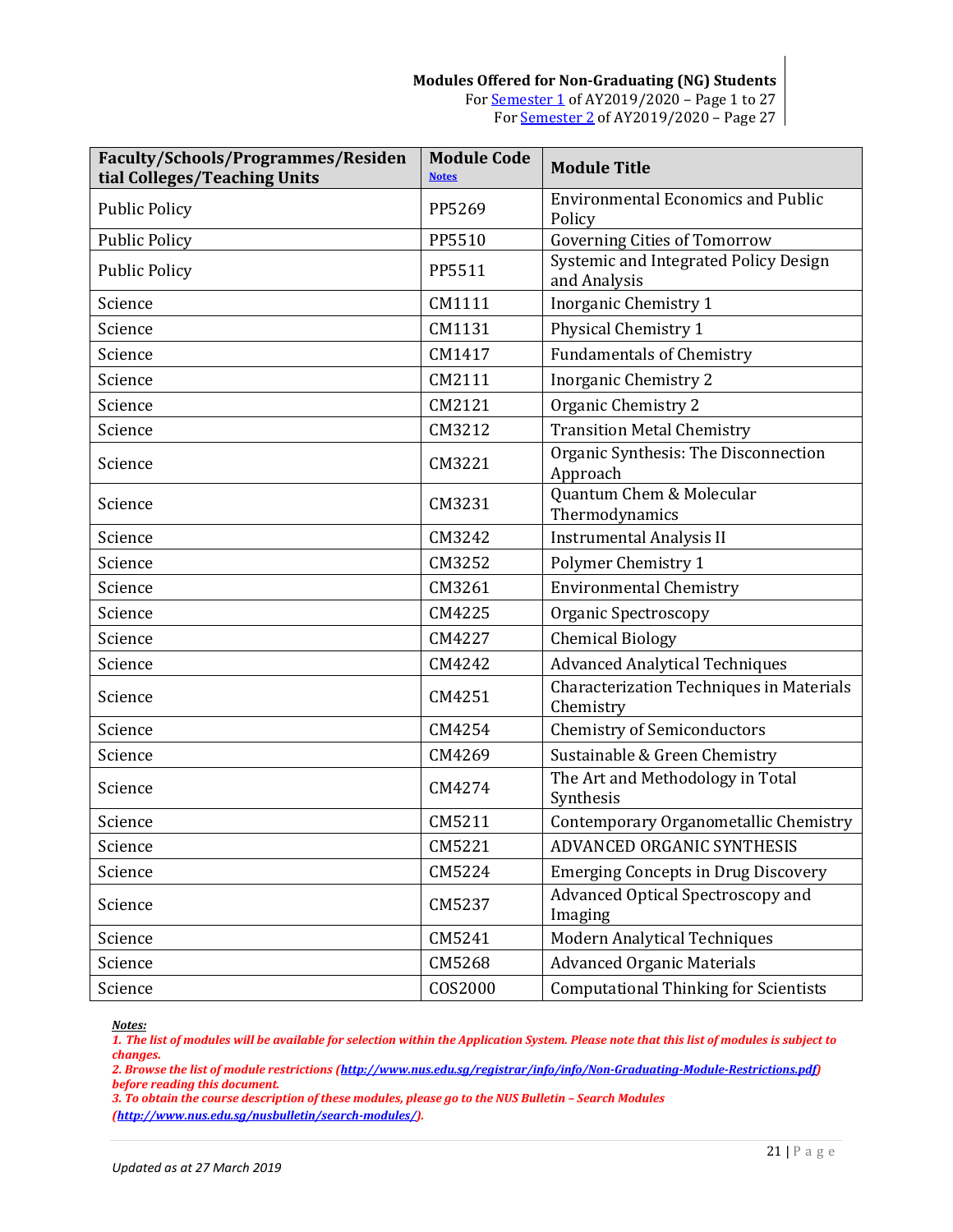**Modules Offered for Non-Graduating (NG) Students**
For Semester 1 of AY2019/2020 – Page 1 to 27
For Semester 2 of AY2019/2020 – Page 27

| Faculty/Schools/Programmes/Residential Colleges/Teaching Units | Module Code Notes | Module Title |
|---|---|---|
| Public Policy | PP5269 | Environmental Economics and Public Policy |
| Public Policy | PP5510 | Governing Cities of Tomorrow |
| Public Policy | PP5511 | Systemic and Integrated Policy Design and Analysis |
| Science | CM1111 | Inorganic Chemistry 1 |
| Science | CM1131 | Physical Chemistry 1 |
| Science | CM1417 | Fundamentals of Chemistry |
| Science | CM2111 | Inorganic Chemistry 2 |
| Science | CM2121 | Organic Chemistry 2 |
| Science | CM3212 | Transition Metal Chemistry |
| Science | CM3221 | Organic Synthesis: The Disconnection Approach |
| Science | CM3231 | Quantum Chem & Molecular Thermodynamics |
| Science | CM3242 | Instrumental Analysis II |
| Science | CM3252 | Polymer Chemistry 1 |
| Science | CM3261 | Environmental Chemistry |
| Science | CM4225 | Organic Spectroscopy |
| Science | CM4227 | Chemical Biology |
| Science | CM4242 | Advanced Analytical Techniques |
| Science | CM4251 | Characterization Techniques in Materials Chemistry |
| Science | CM4254 | Chemistry of Semiconductors |
| Science | CM4269 | Sustainable & Green Chemistry |
| Science | CM4274 | The Art and Methodology in Total Synthesis |
| Science | CM5211 | Contemporary Organometallic Chemistry |
| Science | CM5221 | ADVANCED ORGANIC SYNTHESIS |
| Science | CM5224 | Emerging Concepts in Drug Discovery |
| Science | CM5237 | Advanced Optical Spectroscopy and Imaging |
| Science | CM5241 | Modern Analytical Techniques |
| Science | CM5268 | Advanced Organic Materials |
| Science | COS2000 | Computational Thinking for Scientists |

***Notes:***

*1. The list of modules will be available for selection within the Application System. Please note that this list of modules is subject to changes.*

*2. Browse the list of module restrictions (http://www.nus.edu.sg/registrar/info/info/Non-Graduating-Module-Restrictions.pdf) before reading this document.*

*3. To obtain the course description of these modules, please go to the NUS Bulletin – Search Modules (http://www.nus.edu.sg/nusbulletin/search-modules/).*

*Updated as at 27 March 2019*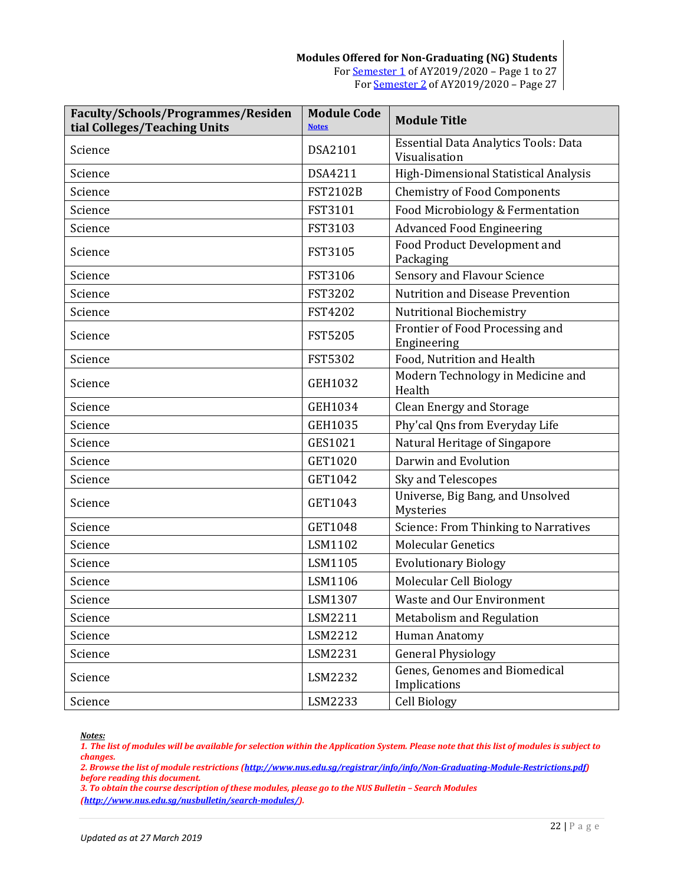**Modules Offered for Non-Graduating (NG) Students**
For Semester 1 of AY2019/2020 – Page 1 to 27
For Semester 2 of AY2019/2020 – Page 27

| Faculty/Schools/Programmes/Residential Colleges/Teaching Units | Module Code Notes | Module Title |
|---|---|---|
| Science | DSA2101 | Essential Data Analytics Tools: Data Visualisation |
| Science | DSA4211 | High-Dimensional Statistical Analysis |
| Science | FST2102B | Chemistry of Food Components |
| Science | FST3101 | Food Microbiology & Fermentation |
| Science | FST3103 | Advanced Food Engineering |
| Science | FST3105 | Food Product Development and Packaging |
| Science | FST3106 | Sensory and Flavour Science |
| Science | FST3202 | Nutrition and Disease Prevention |
| Science | FST4202 | Nutritional Biochemistry |
| Science | FST5205 | Frontier of Food Processing and Engineering |
| Science | FST5302 | Food, Nutrition and Health |
| Science | GEH1032 | Modern Technology in Medicine and Health |
| Science | GEH1034 | Clean Energy and Storage |
| Science | GEH1035 | Phy'cal Qns from Everyday Life |
| Science | GES1021 | Natural Heritage of Singapore |
| Science | GET1020 | Darwin and Evolution |
| Science | GET1042 | Sky and Telescopes |
| Science | GET1043 | Universe, Big Bang, and Unsolved Mysteries |
| Science | GET1048 | Science: From Thinking to Narratives |
| Science | LSM1102 | Molecular Genetics |
| Science | LSM1105 | Evolutionary Biology |
| Science | LSM1106 | Molecular Cell Biology |
| Science | LSM1307 | Waste and Our Environment |
| Science | LSM2211 | Metabolism and Regulation |
| Science | LSM2212 | Human Anatomy |
| Science | LSM2231 | General Physiology |
| Science | LSM2232 | Genes, Genomes and Biomedical Implications |
| Science | LSM2233 | Cell Biology |

***Notes:***

*1. The list of modules will be available for selection within the Application System. Please note that this list of modules is subject to changes.*

*2. Browse the list of module restrictions (http://www.nus.edu.sg/registrar/info/info/Non-Graduating-Module-Restrictions.pdf) before reading this document.*

*3. To obtain the course description of these modules, please go to the NUS Bulletin – Search Modules (http://www.nus.edu.sg/nusbulletin/search-modules/).*

*Updated as at 27 March 2019*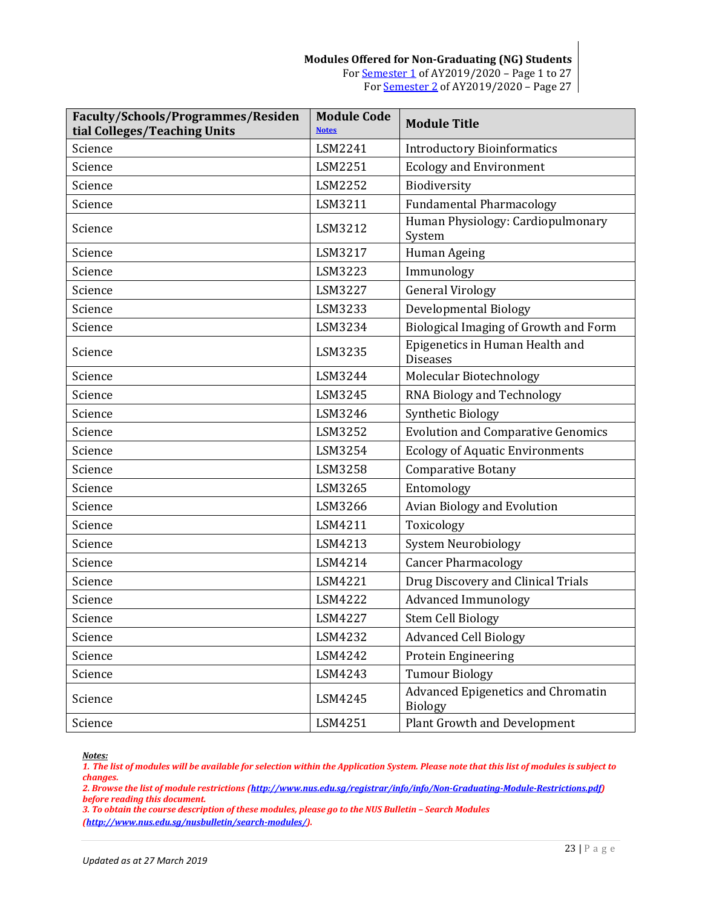**Modules Offered for Non-Graduating (NG) Students**
For Semester 1 of AY2019/2020 – Page 1 to 27
For Semester 2 of AY2019/2020 – Page 27

| Faculty/Schools/Programmes/Residential Colleges/Teaching Units | Module Code Notes | Module Title |
|---|---|---|
| Science | LSM2241 | Introductory Bioinformatics |
| Science | LSM2251 | Ecology and Environment |
| Science | LSM2252 | Biodiversity |
| Science | LSM3211 | Fundamental Pharmacology |
| Science | LSM3212 | Human Physiology: Cardiopulmonary System |
| Science | LSM3217 | Human Ageing |
| Science | LSM3223 | Immunology |
| Science | LSM3227 | General Virology |
| Science | LSM3233 | Developmental Biology |
| Science | LSM3234 | Biological Imaging of Growth and Form |
| Science | LSM3235 | Epigenetics in Human Health and Diseases |
| Science | LSM3244 | Molecular Biotechnology |
| Science | LSM3245 | RNA Biology and Technology |
| Science | LSM3246 | Synthetic Biology |
| Science | LSM3252 | Evolution and Comparative Genomics |
| Science | LSM3254 | Ecology of Aquatic Environments |
| Science | LSM3258 | Comparative Botany |
| Science | LSM3265 | Entomology |
| Science | LSM3266 | Avian Biology and Evolution |
| Science | LSM4211 | Toxicology |
| Science | LSM4213 | System Neurobiology |
| Science | LSM4214 | Cancer Pharmacology |
| Science | LSM4221 | Drug Discovery and Clinical Trials |
| Science | LSM4222 | Advanced Immunology |
| Science | LSM4227 | Stem Cell Biology |
| Science | LSM4232 | Advanced Cell Biology |
| Science | LSM4242 | Protein Engineering |
| Science | LSM4243 | Tumour Biology |
| Science | LSM4245 | Advanced Epigenetics and Chromatin Biology |
| Science | LSM4251 | Plant Growth and Development |

***Notes:***
*1. The list of modules will be available for selection within the Application System. Please note that this list of modules is subject to changes.*
*2. Browse the list of module restrictions (http://www.nus.edu.sg/registrar/info/info/Non-Graduating-Module-Restrictions.pdf) before reading this document.*
*3. To obtain the course description of these modules, please go to the NUS Bulletin – Search Modules (http://www.nus.edu.sg/nusbulletin/search-modules/).*

*Updated as at 27 March 2019*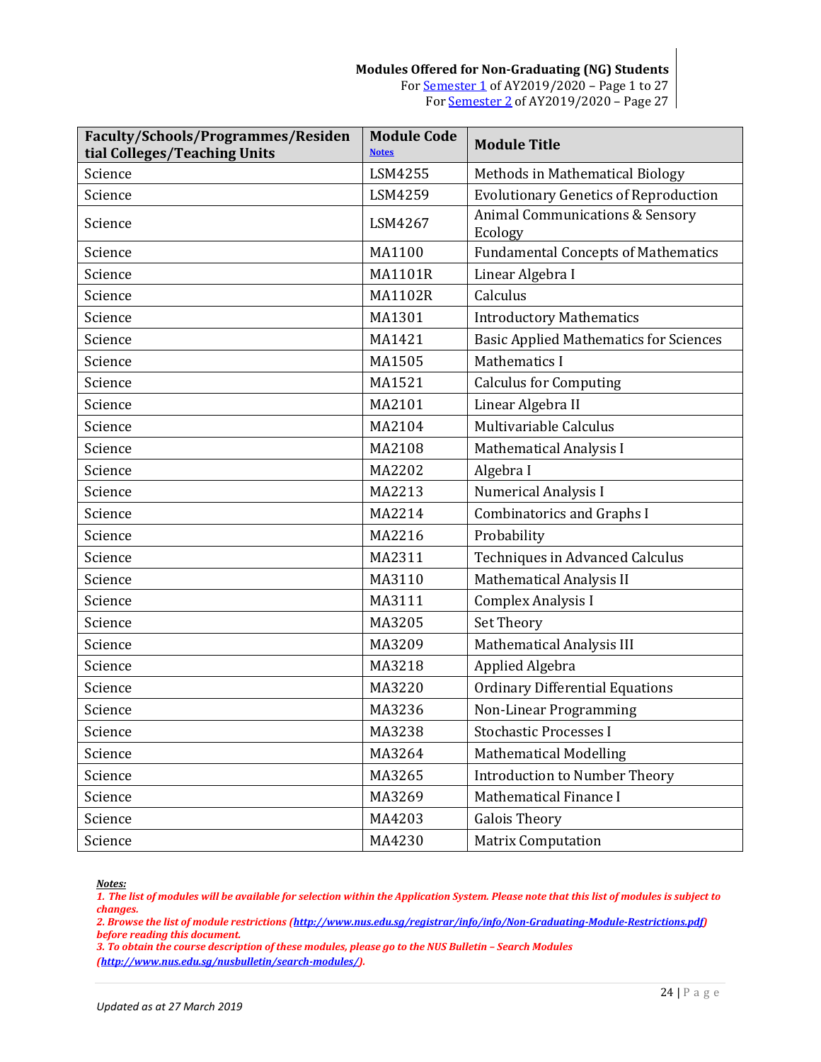**Modules Offered for Non-Graduating (NG) Students**
For Semester 1 of AY2019/2020 – Page 1 to 27
For Semester 2 of AY2019/2020 – Page 27

| Faculty/Schools/Programmes/Residential Colleges/Teaching Units | Module Code Notes | Module Title |
|---|---|---|
| Science | LSM4255 | Methods in Mathematical Biology |
| Science | LSM4259 | Evolutionary Genetics of Reproduction |
| Science | LSM4267 | Animal Communications & Sensory Ecology |
| Science | MA1100 | Fundamental Concepts of Mathematics |
| Science | MA1101R | Linear Algebra I |
| Science | MA1102R | Calculus |
| Science | MA1301 | Introductory Mathematics |
| Science | MA1421 | Basic Applied Mathematics for Sciences |
| Science | MA1505 | Mathematics I |
| Science | MA1521 | Calculus for Computing |
| Science | MA2101 | Linear Algebra II |
| Science | MA2104 | Multivariable Calculus |
| Science | MA2108 | Mathematical Analysis I |
| Science | MA2202 | Algebra I |
| Science | MA2213 | Numerical Analysis I |
| Science | MA2214 | Combinatorics and Graphs I |
| Science | MA2216 | Probability |
| Science | MA2311 | Techniques in Advanced Calculus |
| Science | MA3110 | Mathematical Analysis II |
| Science | MA3111 | Complex Analysis I |
| Science | MA3205 | Set Theory |
| Science | MA3209 | Mathematical Analysis III |
| Science | MA3218 | Applied Algebra |
| Science | MA3220 | Ordinary Differential Equations |
| Science | MA3236 | Non-Linear Programming |
| Science | MA3238 | Stochastic Processes I |
| Science | MA3264 | Mathematical Modelling |
| Science | MA3265 | Introduction to Number Theory |
| Science | MA3269 | Mathematical Finance I |
| Science | MA4203 | Galois Theory |
| Science | MA4230 | Matrix Computation |

***Notes:***
*1. The list of modules will be available for selection within the Application System. Please note that this list of modules is subject to changes.*
*2. Browse the list of module restrictions (http://www.nus.edu.sg/registrar/info/info/Non-Graduating-Module-Restrictions.pdf) before reading this document.*
*3. To obtain the course description of these modules, please go to the NUS Bulletin – Search Modules (http://www.nus.edu.sg/nusbulletin/search-modules/).*

*Updated as at 27 March 2019*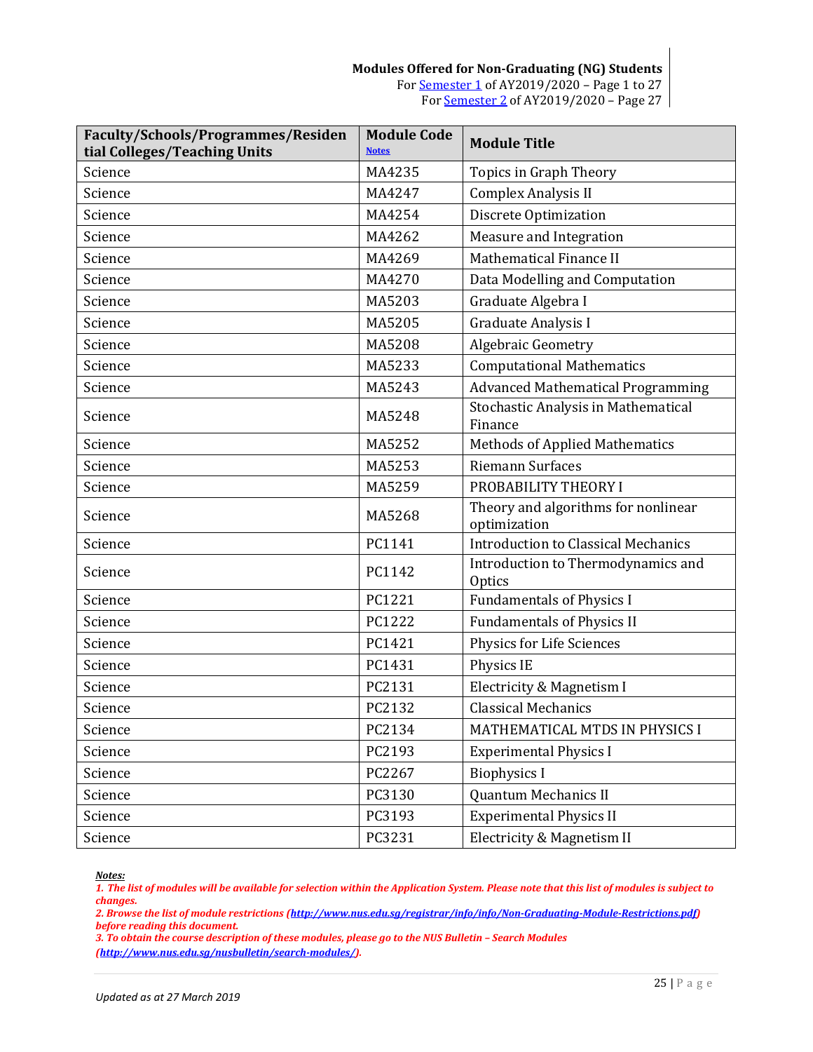**Modules Offered for Non-Graduating (NG) Students**
For Semester 1 of AY2019/2020 – Page 1 to 27
For Semester 2 of AY2019/2020 – Page 27

| Faculty/Schools/Programmes/Residential Colleges/Teaching Units | Module Code Notes | Module Title |
|---|---|---|
| Science | MA4235 | Topics in Graph Theory |
| Science | MA4247 | Complex Analysis II |
| Science | MA4254 | Discrete Optimization |
| Science | MA4262 | Measure and Integration |
| Science | MA4269 | Mathematical Finance II |
| Science | MA4270 | Data Modelling and Computation |
| Science | MA5203 | Graduate Algebra I |
| Science | MA5205 | Graduate Analysis I |
| Science | MA5208 | Algebraic Geometry |
| Science | MA5233 | Computational Mathematics |
| Science | MA5243 | Advanced Mathematical Programming |
| Science | MA5248 | Stochastic Analysis in Mathematical Finance |
| Science | MA5252 | Methods of Applied Mathematics |
| Science | MA5253 | Riemann Surfaces |
| Science | MA5259 | PROBABILITY THEORY I |
| Science | MA5268 | Theory and algorithms for nonlinear optimization |
| Science | PC1141 | Introduction to Classical Mechanics |
| Science | PC1142 | Introduction to Thermodynamics and Optics |
| Science | PC1221 | Fundamentals of Physics I |
| Science | PC1222 | Fundamentals of Physics II |
| Science | PC1421 | Physics for Life Sciences |
| Science | PC1431 | Physics IE |
| Science | PC2131 | Electricity & Magnetism I |
| Science | PC2132 | Classical Mechanics |
| Science | PC2134 | MATHEMATICAL MTDS IN PHYSICS I |
| Science | PC2193 | Experimental Physics I |
| Science | PC2267 | Biophysics I |
| Science | PC3130 | Quantum Mechanics II |
| Science | PC3193 | Experimental Physics II |
| Science | PC3231 | Electricity & Magnetism II |

***Notes:***

*1. The list of modules will be available for selection within the Application System. Please note that this list of modules is subject to changes.*
*2. Browse the list of module restrictions (http://www.nus.edu.sg/registrar/info/info/Non-Graduating-Module-Restrictions.pdf) before reading this document.*
*3. To obtain the course description of these modules, please go to the NUS Bulletin – Search Modules (http://www.nus.edu.sg/nusbulletin/search-modules/).*

*Updated as at 27 March 2019*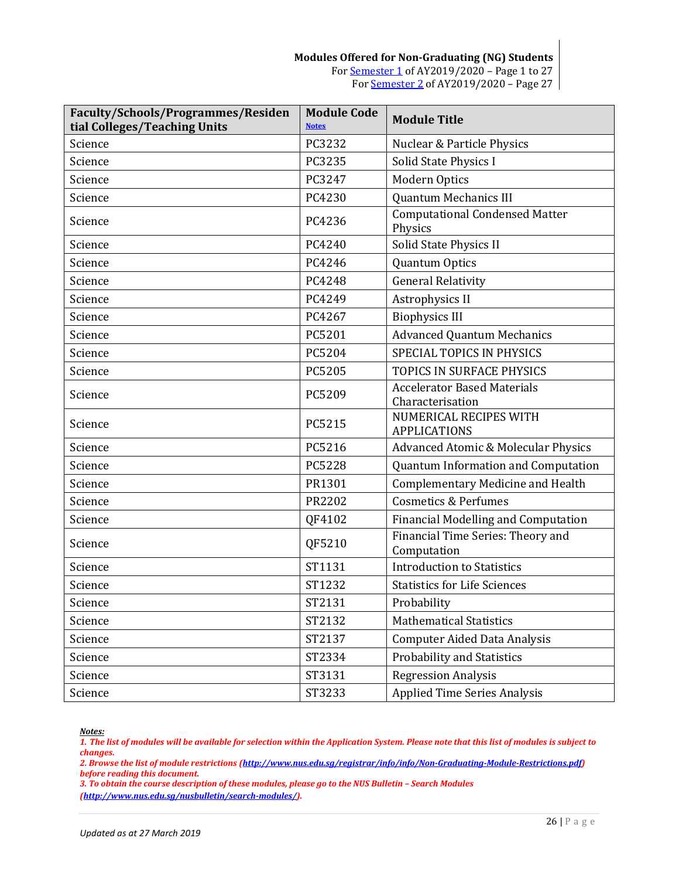**Modules Offered for Non-Graduating (NG) Students**
For Semester 1 of AY2019/2020 – Page 1 to 27
For Semester 2 of AY2019/2020 – Page 27

| Faculty/Schools/Programmes/Residential Colleges/Teaching Units | Module Code Notes | Module Title |
|---|---|---|
| Science | PC3232 | Nuclear & Particle Physics |
| Science | PC3235 | Solid State Physics I |
| Science | PC3247 | Modern Optics |
| Science | PC4230 | Quantum Mechanics III |
| Science | PC4236 | Computational Condensed Matter Physics |
| Science | PC4240 | Solid State Physics II |
| Science | PC4246 | Quantum Optics |
| Science | PC4248 | General Relativity |
| Science | PC4249 | Astrophysics II |
| Science | PC4267 | Biophysics III |
| Science | PC5201 | Advanced Quantum Mechanics |
| Science | PC5204 | SPECIAL TOPICS IN PHYSICS |
| Science | PC5205 | TOPICS IN SURFACE PHYSICS |
| Science | PC5209 | Accelerator Based Materials Characterisation |
| Science | PC5215 | NUMERICAL RECIPES WITH APPLICATIONS |
| Science | PC5216 | Advanced Atomic & Molecular Physics |
| Science | PC5228 | Quantum Information and Computation |
| Science | PR1301 | Complementary Medicine and Health |
| Science | PR2202 | Cosmetics & Perfumes |
| Science | QF4102 | Financial Modelling and Computation |
| Science | QF5210 | Financial Time Series: Theory and Computation |
| Science | ST1131 | Introduction to Statistics |
| Science | ST1232 | Statistics for Life Sciences |
| Science | ST2131 | Probability |
| Science | ST2132 | Mathematical Statistics |
| Science | ST2137 | Computer Aided Data Analysis |
| Science | ST2334 | Probability and Statistics |
| Science | ST3131 | Regression Analysis |
| Science | ST3233 | Applied Time Series Analysis |

***Notes:***

*1. The list of modules will be available for selection within the Application System. Please note that this list of modules is subject to changes.*
*2. Browse the list of module restrictions (http://www.nus.edu.sg/registrar/info/info/Non-Graduating-Module-Restrictions.pdf) before reading this document.*
*3. To obtain the course description of these modules, please go to the NUS Bulletin – Search Modules (http://www.nus.edu.sg/nusbulletin/search-modules/).*

*Updated as at 27 March 2019*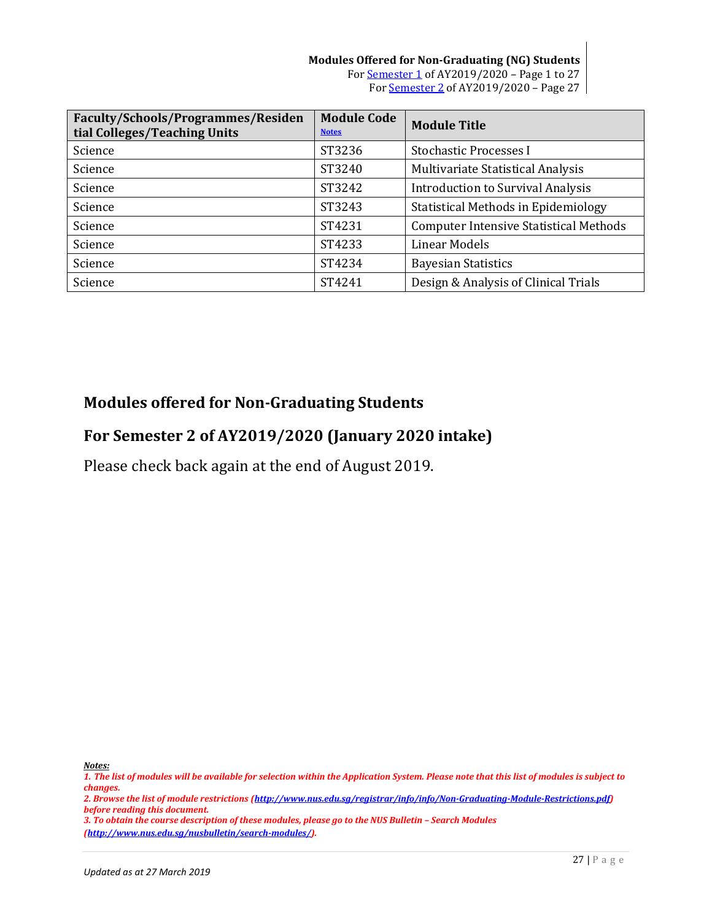| Faculty/Schools/Programmes/Residential Colleges/Teaching Units | Module Code Notes | Module Title |
|---|---|---|
| Science | ST3236 | Stochastic Processes I |
| Science | ST3240 | Multivariate Statistical Analysis |
| Science | ST3242 | Introduction to Survival Analysis |
| Science | ST3243 | Statistical Methods in Epidemiology |
| Science | ST4231 | Computer Intensive Statistical Methods |
| Science | ST4233 | Linear Models |
| Science | ST4234 | Bayesian Statistics |
| Science | ST4241 | Design & Analysis of Clinical Trials |

## Modules offered for Non-Graduating Students

## For Semester 2 of AY2019/2020 (January 2020 intake)

Please check back again at the end of August 2019.

***Notes:***

***1. The list of modules will be available for selection within the Application System. Please note that this list of modules is subject to changes.***

***2. Browse the list of module restrictions (http://www.nus.edu.sg/registrar/info/info/Non-Graduating-Module-Restrictions.pdf) before reading this document.***

***3. To obtain the course description of these modules, please go to the NUS Bulletin – Search Modules (http://www.nus.edu.sg/nusbulletin/search-modules/).***

*Updated as at 27 March 2019*